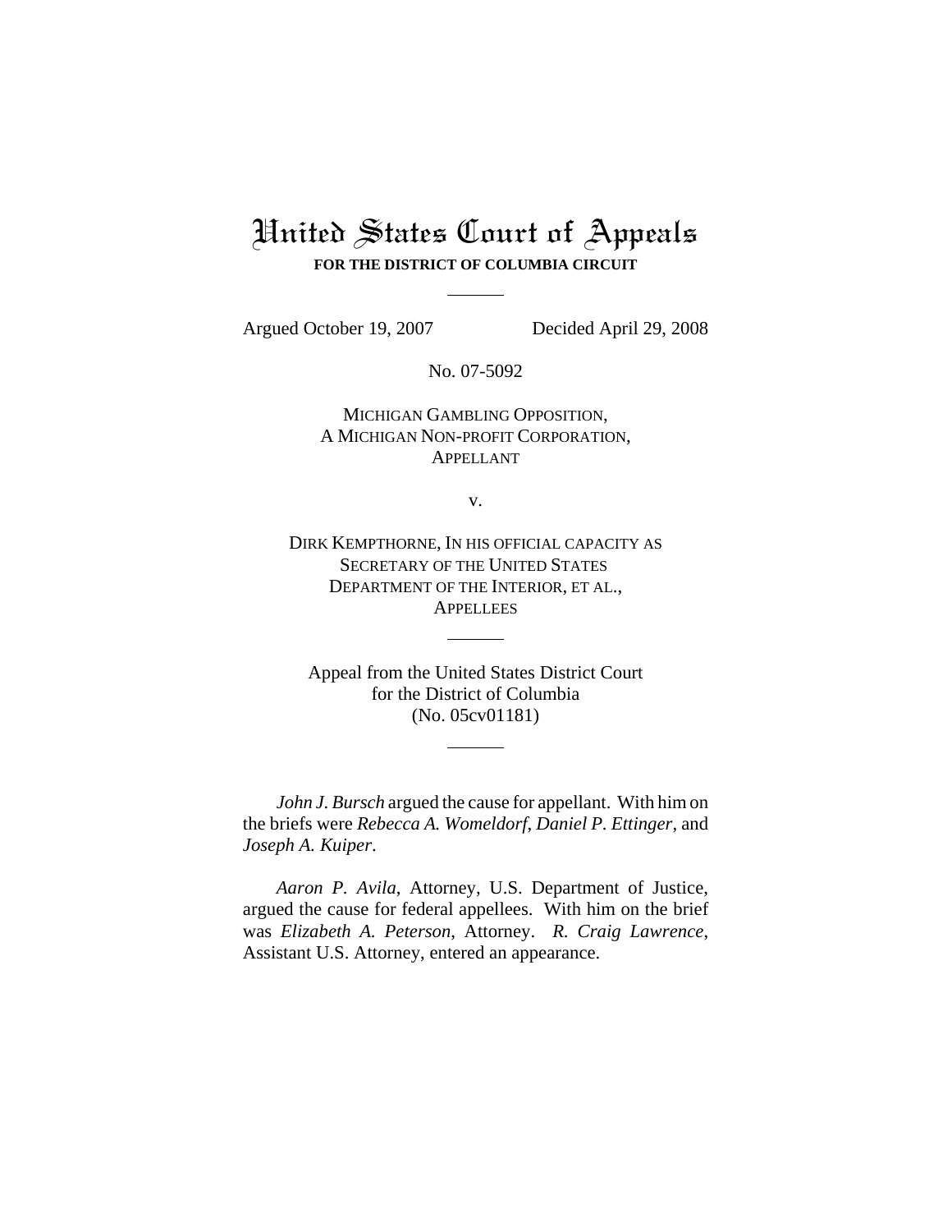# United States Court of Appeals

**FOR THE DISTRICT OF COLUMBIA CIRCUIT**

Argued October 19, 2007 Decided April 29, 2008

No. 07-5092

MICHIGAN GAMBLING OPPOSITION,
A MICHIGAN NON-PROFIT CORPORATION,
APPELLANT

v.

DIRK KEMPTHORNE, IN HIS OFFICIAL CAPACITY AS
SECRETARY OF THE UNITED STATES
DEPARTMENT OF THE INTERIOR, ET AL.,
APPELLEES

Appeal from the United States District Court
for the District of Columbia
(No. 05cv01181)

*John J. Bursch* argued the cause for appellant. With him on the briefs were *Rebecca A. Womeldorf*, *Daniel P. Ettinger*, and *Joseph A. Kuiper*.

*Aaron P. Avila*, Attorney, U.S. Department of Justice, argued the cause for federal appellees. With him on the brief was *Elizabeth A. Peterson*, Attorney. *R. Craig Lawrence*, Assistant U.S. Attorney, entered an appearance.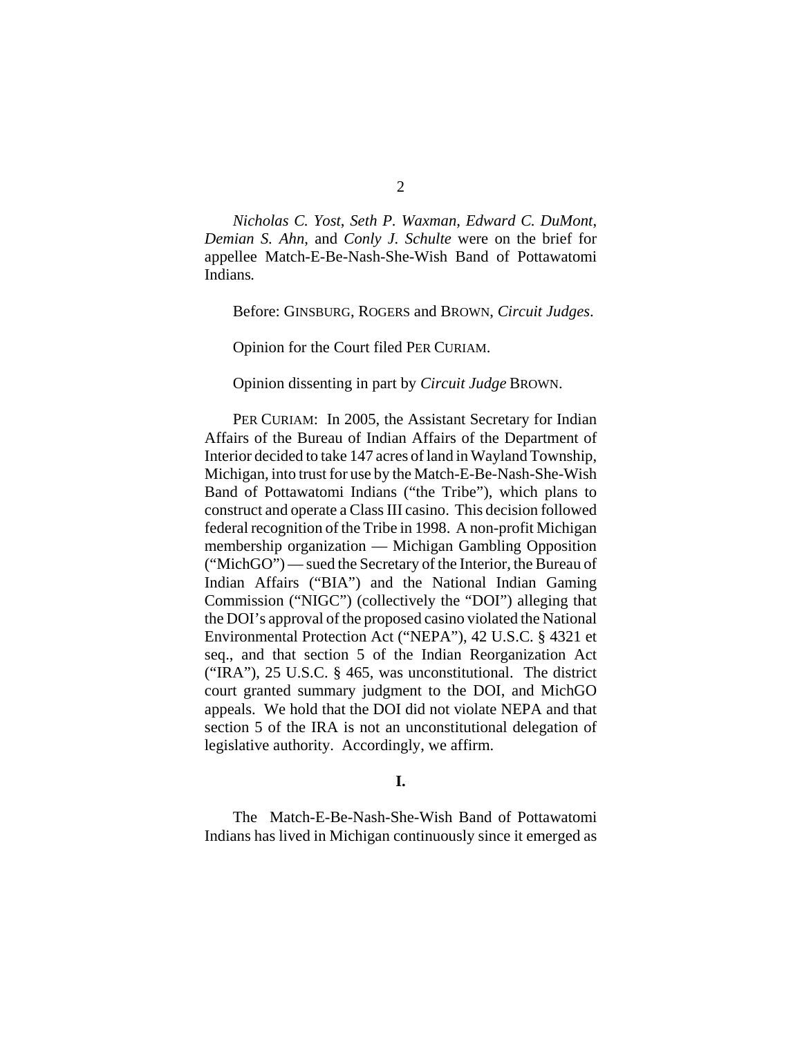*Nicholas C. Yost*, *Seth P. Waxman*, *Edward C. DuMont*, *Demian S. Ahn*, and *Conly J. Schulte* were on the brief for appellee Match-E-Be-Nash-She-Wish Band of Pottawatomi Indians.

Before: GINSBURG, ROGERS and BROWN, *Circuit Judges*.

Opinion for the Court filed PER CURIAM.

Opinion dissenting in part by *Circuit Judge* BROWN.

PER CURIAM: In 2005, the Assistant Secretary for Indian Affairs of the Bureau of Indian Affairs of the Department of Interior decided to take 147 acres of land in Wayland Township, Michigan, into trust for use by the Match-E-Be-Nash-She-Wish Band of Pottawatomi Indians ("the Tribe"), which plans to construct and operate a Class III casino. This decision followed federal recognition of the Tribe in 1998. A non-profit Michigan membership organization — Michigan Gambling Opposition ("MichGO") — sued the Secretary of the Interior, the Bureau of Indian Affairs ("BIA") and the National Indian Gaming Commission ("NIGC") (collectively the "DOI") alleging that the DOI's approval of the proposed casino violated the National Environmental Protection Act ("NEPA"), 42 U.S.C. § 4321 et seq., and that section 5 of the Indian Reorganization Act ("IRA"), 25 U.S.C. § 465, was unconstitutional. The district court granted summary judgment to the DOI, and MichGO appeals. We hold that the DOI did not violate NEPA and that section 5 of the IRA is not an unconstitutional delegation of legislative authority. Accordingly, we affirm.

## I.

The Match-E-Be-Nash-She-Wish Band of Pottawatomi Indians has lived in Michigan continuously since it emerged as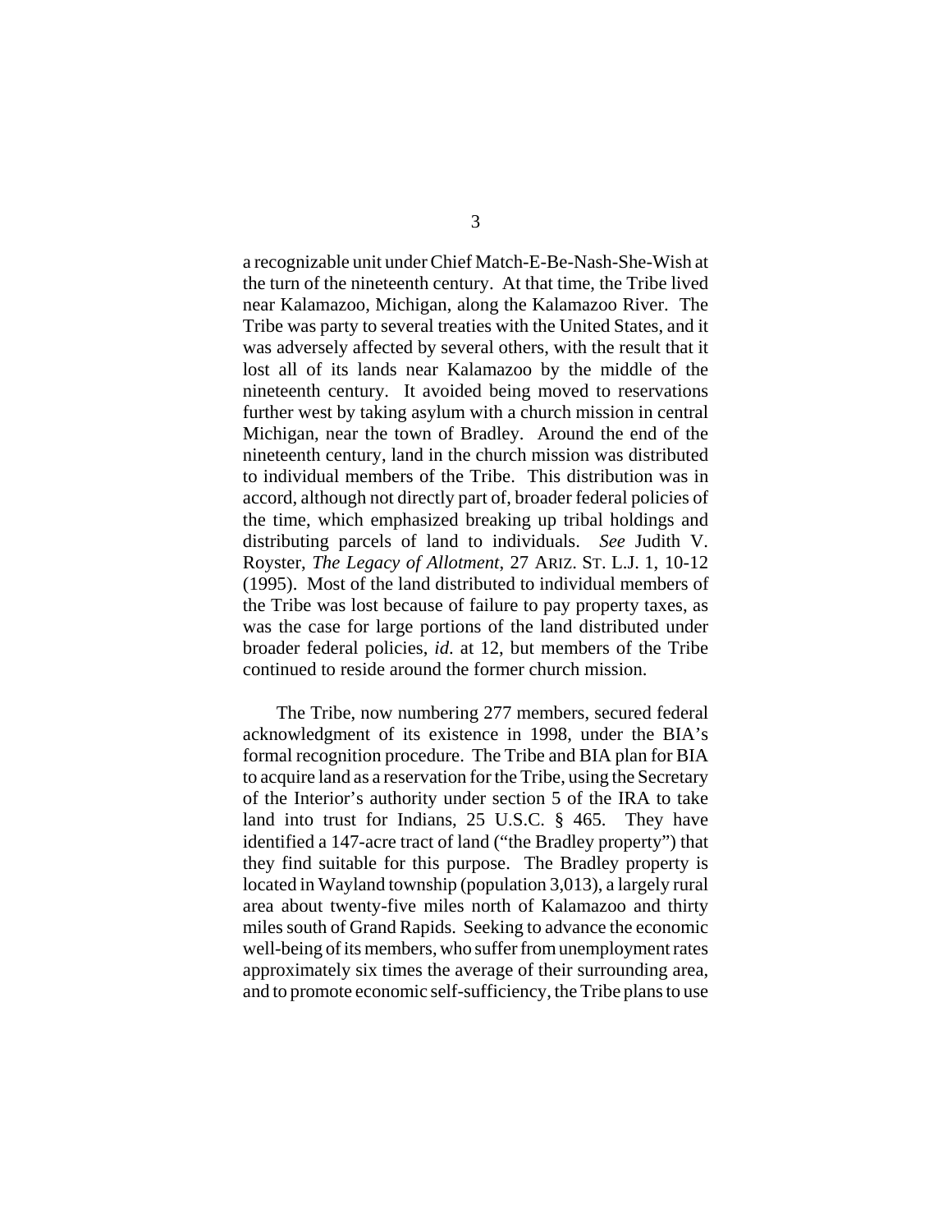a recognizable unit under Chief Match-E-Be-Nash-She-Wish at the turn of the nineteenth century. At that time, the Tribe lived near Kalamazoo, Michigan, along the Kalamazoo River. The Tribe was party to several treaties with the United States, and it was adversely affected by several others, with the result that it lost all of its lands near Kalamazoo by the middle of the nineteenth century. It avoided being moved to reservations further west by taking asylum with a church mission in central Michigan, near the town of Bradley. Around the end of the nineteenth century, land in the church mission was distributed to individual members of the Tribe. This distribution was in accord, although not directly part of, broader federal policies of the time, which emphasized breaking up tribal holdings and distributing parcels of land to individuals. *See* Judith V. Royster, *The Legacy of Allotment*, 27 ARIZ. ST. L.J. 1, 10-12 (1995). Most of the land distributed to individual members of the Tribe was lost because of failure to pay property taxes, as was the case for large portions of the land distributed under broader federal policies, *id.* at 12, but members of the Tribe continued to reside around the former church mission.

The Tribe, now numbering 277 members, secured federal acknowledgment of its existence in 1998, under the BIA's formal recognition procedure. The Tribe and BIA plan for BIA to acquire land as a reservation for the Tribe, using the Secretary of the Interior's authority under section 5 of the IRA to take land into trust for Indians, 25 U.S.C. § 465. They have identified a 147-acre tract of land ("the Bradley property") that they find suitable for this purpose. The Bradley property is located in Wayland township (population 3,013), a largely rural area about twenty-five miles north of Kalamazoo and thirty miles south of Grand Rapids. Seeking to advance the economic well-being of its members, who suffer from unemployment rates approximately six times the average of their surrounding area, and to promote economic self-sufficiency, the Tribe plans to use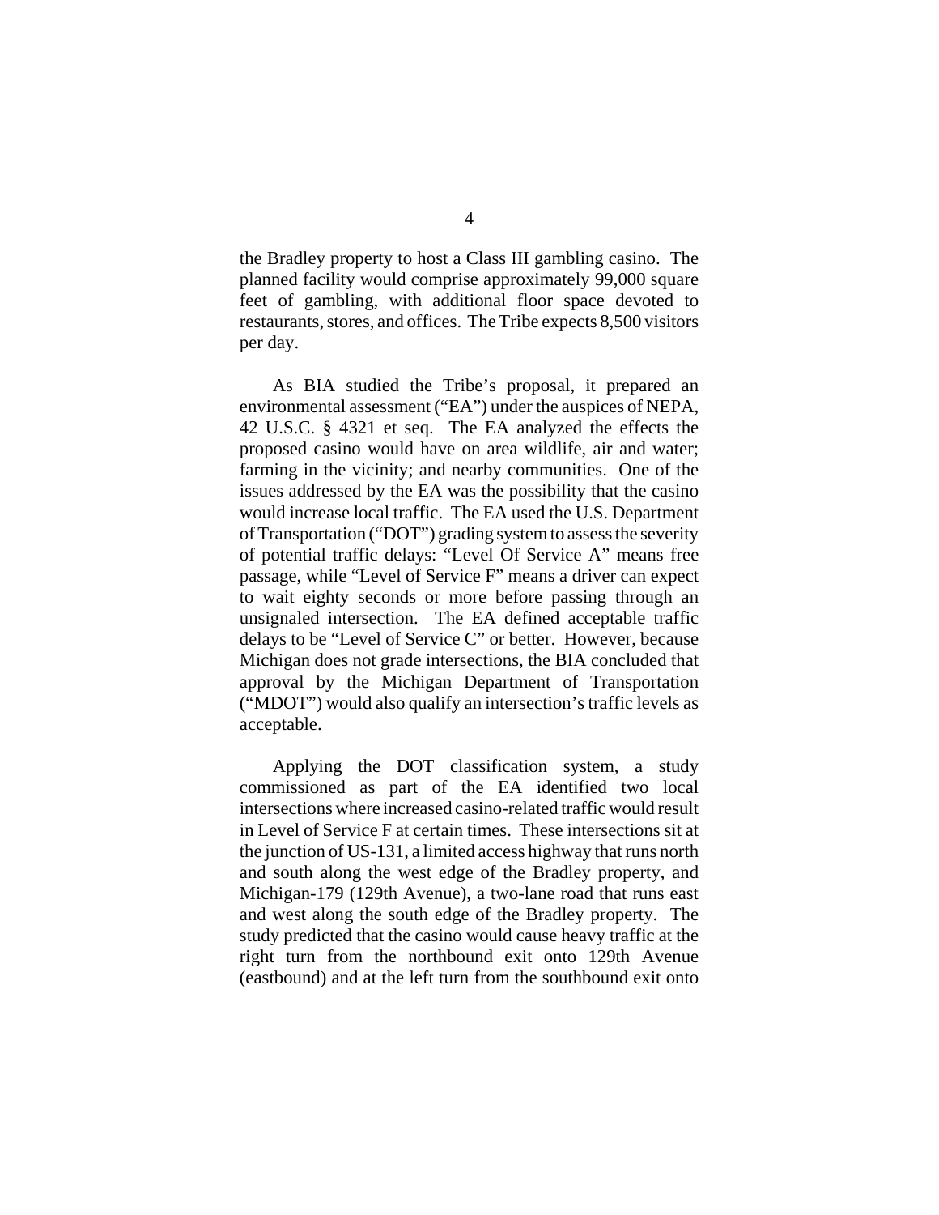the Bradley property to host a Class III gambling casino. The planned facility would comprise approximately 99,000 square feet of gambling, with additional floor space devoted to restaurants, stores, and offices. The Tribe expects 8,500 visitors per day.

As BIA studied the Tribe's proposal, it prepared an environmental assessment ("EA") under the auspices of NEPA, 42 U.S.C. § 4321 et seq. The EA analyzed the effects the proposed casino would have on area wildlife, air and water; farming in the vicinity; and nearby communities. One of the issues addressed by the EA was the possibility that the casino would increase local traffic. The EA used the U.S. Department of Transportation ("DOT") grading system to assess the severity of potential traffic delays: "Level Of Service A" means free passage, while "Level of Service F" means a driver can expect to wait eighty seconds or more before passing through an unsignaled intersection. The EA defined acceptable traffic delays to be "Level of Service C" or better. However, because Michigan does not grade intersections, the BIA concluded that approval by the Michigan Department of Transportation ("MDOT") would also qualify an intersection's traffic levels as acceptable.

Applying the DOT classification system, a study commissioned as part of the EA identified two local intersections where increased casino-related traffic would result in Level of Service F at certain times. These intersections sit at the junction of US-131, a limited access highway that runs north and south along the west edge of the Bradley property, and Michigan-179 (129th Avenue), a two-lane road that runs east and west along the south edge of the Bradley property. The study predicted that the casino would cause heavy traffic at the right turn from the northbound exit onto 129th Avenue (eastbound) and at the left turn from the southbound exit onto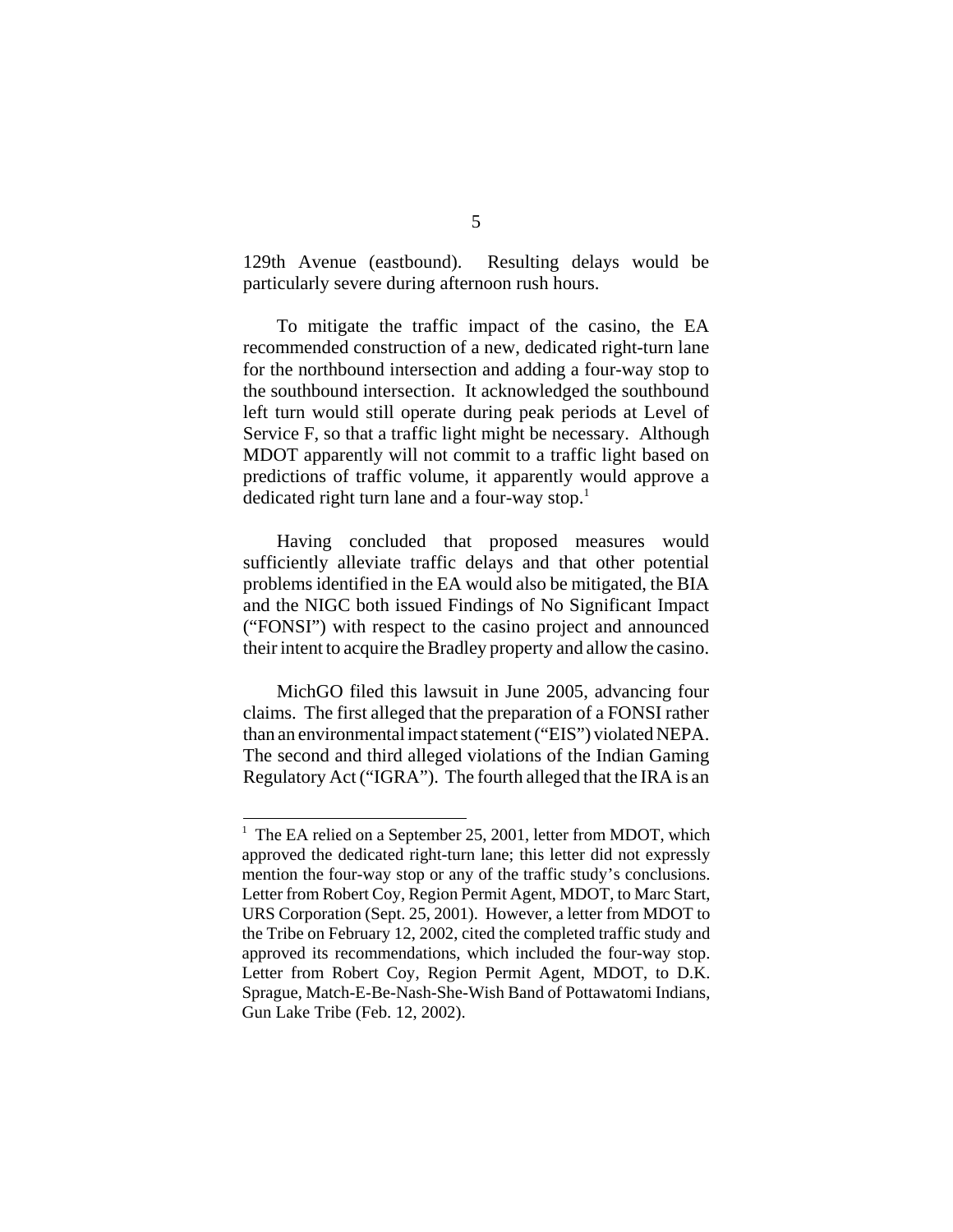129th Avenue (eastbound). Resulting delays would be particularly severe during afternoon rush hours.

To mitigate the traffic impact of the casino, the EA recommended construction of a new, dedicated right-turn lane for the northbound intersection and adding a four-way stop to the southbound intersection. It acknowledged the southbound left turn would still operate during peak periods at Level of Service F, so that a traffic light might be necessary. Although MDOT apparently will not commit to a traffic light based on predictions of traffic volume, it apparently would approve a dedicated right turn lane and a four-way stop.[1]

Having concluded that proposed measures would sufficiently alleviate traffic delays and that other potential problems identified in the EA would also be mitigated, the BIA and the NIGC both issued Findings of No Significant Impact ("FONSI") with respect to the casino project and announced their intent to acquire the Bradley property and allow the casino.

MichGO filed this lawsuit in June 2005, advancing four claims. The first alleged that the preparation of a FONSI rather than an environmental impact statement ("EIS") violated NEPA. The second and third alleged violations of the Indian Gaming Regulatory Act ("IGRA"). The fourth alleged that the IRA is an

---

[1] The EA relied on a September 25, 2001, letter from MDOT, which approved the dedicated right-turn lane; this letter did not expressly mention the four-way stop or any of the traffic study's conclusions. Letter from Robert Coy, Region Permit Agent, MDOT, to Marc Start, URS Corporation (Sept. 25, 2001). However, a letter from MDOT to the Tribe on February 12, 2002, cited the completed traffic study and approved its recommendations, which included the four-way stop. Letter from Robert Coy, Region Permit Agent, MDOT, to D.K. Sprague, Match-E-Be-Nash-She-Wish Band of Pottawatomi Indians, Gun Lake Tribe (Feb. 12, 2002).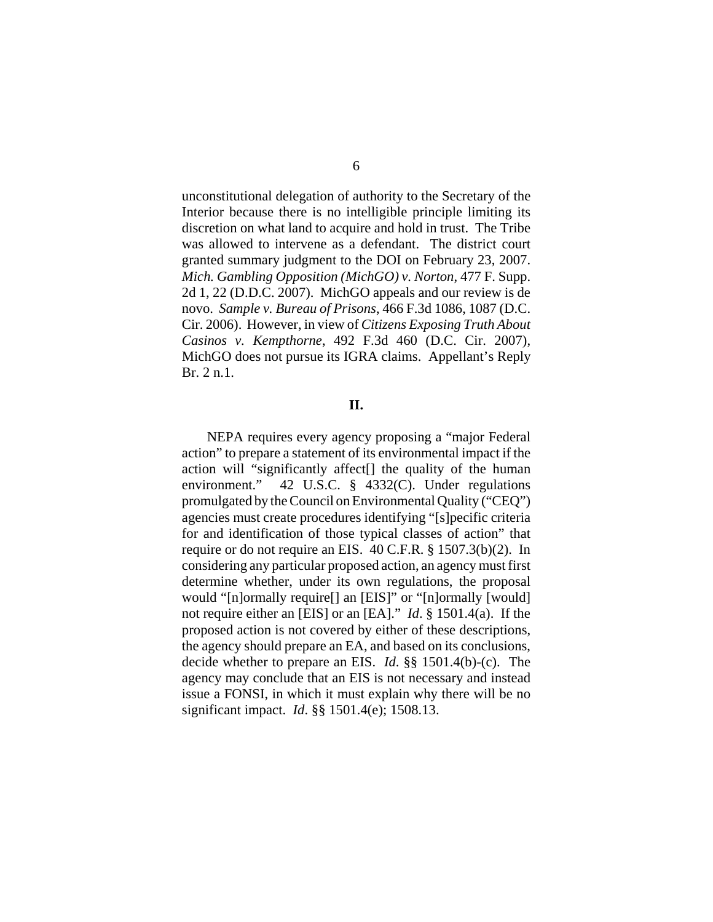unconstitutional delegation of authority to the Secretary of the Interior because there is no intelligible principle limiting its discretion on what land to acquire and hold in trust. The Tribe was allowed to intervene as a defendant. The district court granted summary judgment to the DOI on February 23, 2007. *Mich. Gambling Opposition (MichGO) v. Norton*, 477 F. Supp. 2d 1, 22 (D.D.C. 2007). MichGO appeals and our review is de novo. *Sample v. Bureau of Prisons*, 466 F.3d 1086, 1087 (D.C. Cir. 2006). However, in view of *Citizens Exposing Truth About Casinos v. Kempthorne*, 492 F.3d 460 (D.C. Cir. 2007), MichGO does not pursue its IGRA claims. Appellant's Reply Br. 2 n.1.

## II.

NEPA requires every agency proposing a "major Federal action" to prepare a statement of its environmental impact if the action will "significantly affect[] the quality of the human environment." 42 U.S.C. § 4332(C). Under regulations promulgated by the Council on Environmental Quality ("CEQ") agencies must create procedures identifying "[s]pecific criteria for and identification of those typical classes of action" that require or do not require an EIS. 40 C.F.R. § 1507.3(b)(2). In considering any particular proposed action, an agency must first determine whether, under its own regulations, the proposal would "[n]ormally require[] an [EIS]" or "[n]ormally [would] not require either an [EIS] or an [EA]." *Id*. § 1501.4(a). If the proposed action is not covered by either of these descriptions, the agency should prepare an EA, and based on its conclusions, decide whether to prepare an EIS. *Id*. §§ 1501.4(b)-(c). The agency may conclude that an EIS is not necessary and instead issue a FONSI, in which it must explain why there will be no significant impact. *Id*. §§ 1501.4(e); 1508.13.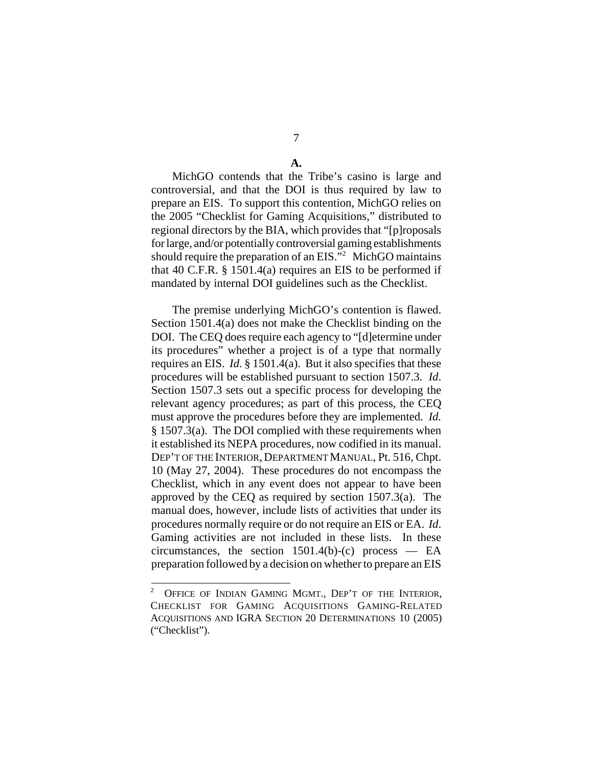**A.**

MichGO contends that the Tribe's casino is large and controversial, and that the DOI is thus required by law to prepare an EIS. To support this contention, MichGO relies on the 2005 "Checklist for Gaming Acquisitions," distributed to regional directors by the BIA, which provides that "[p]roposals for large, and/or potentially controversial gaming establishments should require the preparation of an EIS."[2] MichGO maintains that 40 C.F.R. § 1501.4(a) requires an EIS to be performed if mandated by internal DOI guidelines such as the Checklist.

The premise underlying MichGO's contention is flawed. Section 1501.4(a) does not make the Checklist binding on the DOI. The CEQ does require each agency to "[d]etermine under its procedures" whether a project is of a type that normally requires an EIS. *Id.* § 1501.4(a). But it also specifies that these procedures will be established pursuant to section 1507.3. *Id.* Section 1507.3 sets out a specific process for developing the relevant agency procedures; as part of this process, the CEQ must approve the procedures before they are implemented. *Id.* § 1507.3(a). The DOI complied with these requirements when it established its NEPA procedures, now codified in its manual. DEP'T OF THE INTERIOR, DEPARTMENT MANUAL, Pt. 516, Chpt. 10 (May 27, 2004). These procedures do not encompass the Checklist, which in any event does not appear to have been approved by the CEQ as required by section 1507.3(a). The manual does, however, include lists of activities that under its procedures normally require or do not require an EIS or EA. *Id.* Gaming activities are not included in these lists. In these circumstances, the section 1501.4(b)-(c) process — EA preparation followed by a decision on whether to prepare an EIS

---

[2] OFFICE OF INDIAN GAMING MGMT., DEP'T OF THE INTERIOR, CHECKLIST FOR GAMING ACQUISITIONS GAMING-RELATED ACQUISITIONS AND IGRA SECTION 20 DETERMINATIONS 10 (2005) ("Checklist").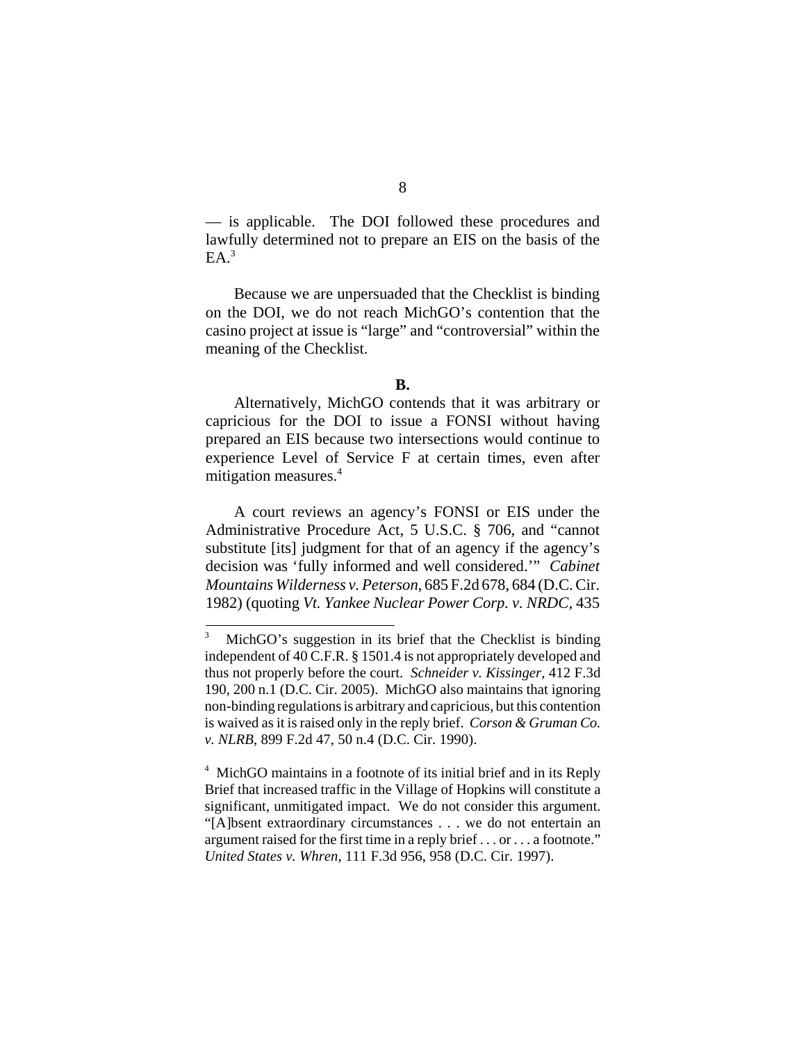— is applicable. The DOI followed these procedures and lawfully determined not to prepare an EIS on the basis of the EA.[3]

Because we are unpersuaded that the Checklist is binding on the DOI, we do not reach MichGO's contention that the casino project at issue is "large" and "controversial" within the meaning of the Checklist.

**B.**

Alternatively, MichGO contends that it was arbitrary or capricious for the DOI to issue a FONSI without having prepared an EIS because two intersections would continue to experience Level of Service F at certain times, even after mitigation measures.[4]

A court reviews an agency's FONSI or EIS under the Administrative Procedure Act, 5 U.S.C. § 706, and "cannot substitute [its] judgment for that of an agency if the agency's decision was 'fully informed and well considered.'" *Cabinet Mountains Wilderness v. Peterson*, 685 F.2d 678, 684 (D.C. Cir. 1982) (quoting *Vt. Yankee Nuclear Power Corp. v. NRDC*, 435

---

[3] MichGO's suggestion in its brief that the Checklist is binding independent of 40 C.F.R. § 1501.4 is not appropriately developed and thus not properly before the court. *Schneider v. Kissinger*, 412 F.3d 190, 200 n.1 (D.C. Cir. 2005). MichGO also maintains that ignoring non-binding regulations is arbitrary and capricious, but this contention is waived as it is raised only in the reply brief. *Corson & Gruman Co. v. NLRB*, 899 F.2d 47, 50 n.4 (D.C. Cir. 1990).

[4] MichGO maintains in a footnote of its initial brief and in its Reply Brief that increased traffic in the Village of Hopkins will constitute a significant, unmitigated impact. We do not consider this argument. "[A]bsent extraordinary circumstances . . . we do not entertain an argument raised for the first time in a reply brief . . . or . . . a footnote." *United States v. Whren*, 111 F.3d 956, 958 (D.C. Cir. 1997).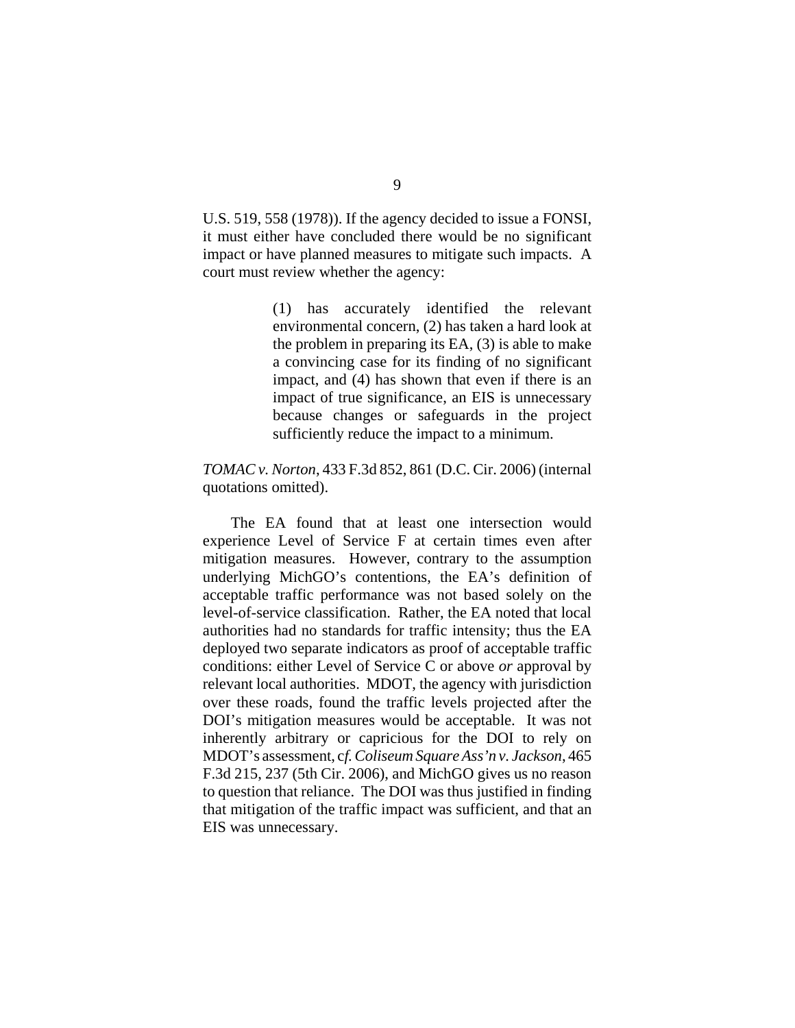U.S. 519, 558 (1978)). If the agency decided to issue a FONSI, it must either have concluded there would be no significant impact or have planned measures to mitigate such impacts. A court must review whether the agency:

> (1) has accurately identified the relevant environmental concern, (2) has taken a hard look at the problem in preparing its EA, (3) is able to make a convincing case for its finding of no significant impact, and (4) has shown that even if there is an impact of true significance, an EIS is unnecessary because changes or safeguards in the project sufficiently reduce the impact to a minimum.

*TOMAC v. Norton*, 433 F.3d 852, 861 (D.C. Cir. 2006) (internal quotations omitted).

The EA found that at least one intersection would experience Level of Service F at certain times even after mitigation measures. However, contrary to the assumption underlying MichGO's contentions, the EA's definition of acceptable traffic performance was not based solely on the level-of-service classification. Rather, the EA noted that local authorities had no standards for traffic intensity; thus the EA deployed two separate indicators as proof of acceptable traffic conditions: either Level of Service C or above *or* approval by relevant local authorities. MDOT, the agency with jurisdiction over these roads, found the traffic levels projected after the DOI's mitigation measures would be acceptable. It was not inherently arbitrary or capricious for the DOI to rely on MDOT's assessment, c*f. Coliseum Square Ass'n v. Jackson*, 465 F.3d 215, 237 (5th Cir. 2006), and MichGO gives us no reason to question that reliance. The DOI was thus justified in finding that mitigation of the traffic impact was sufficient, and that an EIS was unnecessary.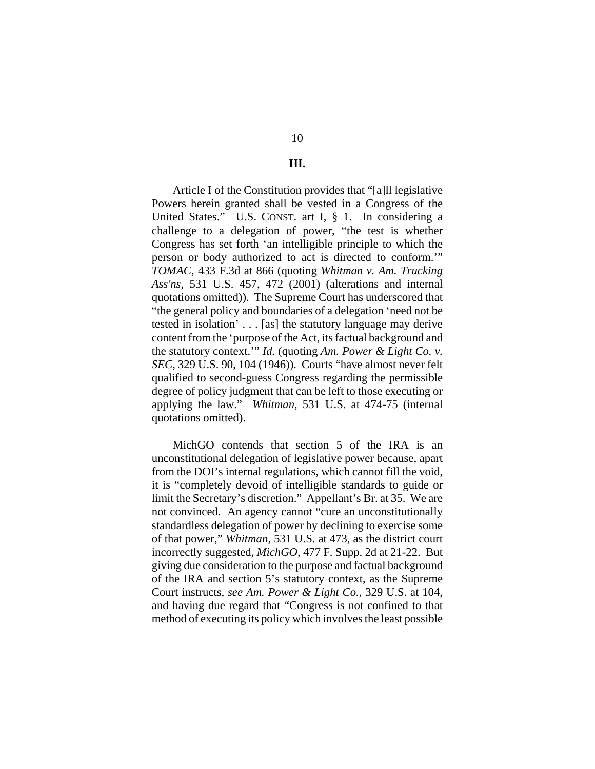### III.

Article I of the Constitution provides that "[a]ll legislative Powers herein granted shall be vested in a Congress of the United States." U.S. CONST. art I, § 1. In considering a challenge to a delegation of power, "the test is whether Congress has set forth 'an intelligible principle to which the person or body authorized to act is directed to conform.'" *TOMAC*, 433 F.3d at 866 (quoting *Whitman v. Am. Trucking Ass'ns*, 531 U.S. 457, 472 (2001) (alterations and internal quotations omitted)). The Supreme Court has underscored that "the general policy and boundaries of a delegation 'need not be tested in isolation' . . . [as] the statutory language may derive content from the 'purpose of the Act, its factual background and the statutory context.'" *Id.* (quoting *Am. Power & Light Co. v. SEC*, 329 U.S. 90, 104 (1946)). Courts "have almost never felt qualified to second-guess Congress regarding the permissible degree of policy judgment that can be left to those executing or applying the law." *Whitman*, 531 U.S. at 474-75 (internal quotations omitted).

MichGO contends that section 5 of the IRA is an unconstitutional delegation of legislative power because, apart from the DOI's internal regulations, which cannot fill the void, it is "completely devoid of intelligible standards to guide or limit the Secretary's discretion." Appellant's Br. at 35. We are not convinced. An agency cannot "cure an unconstitutionally standardless delegation of power by declining to exercise some of that power," *Whitman*, 531 U.S. at 473, as the district court incorrectly suggested, *MichGO*, 477 F. Supp. 2d at 21-22. But giving due consideration to the purpose and factual background of the IRA and section 5's statutory context, as the Supreme Court instructs, *see Am. Power & Light Co.*, 329 U.S. at 104, and having due regard that "Congress is not confined to that method of executing its policy which involves the least possible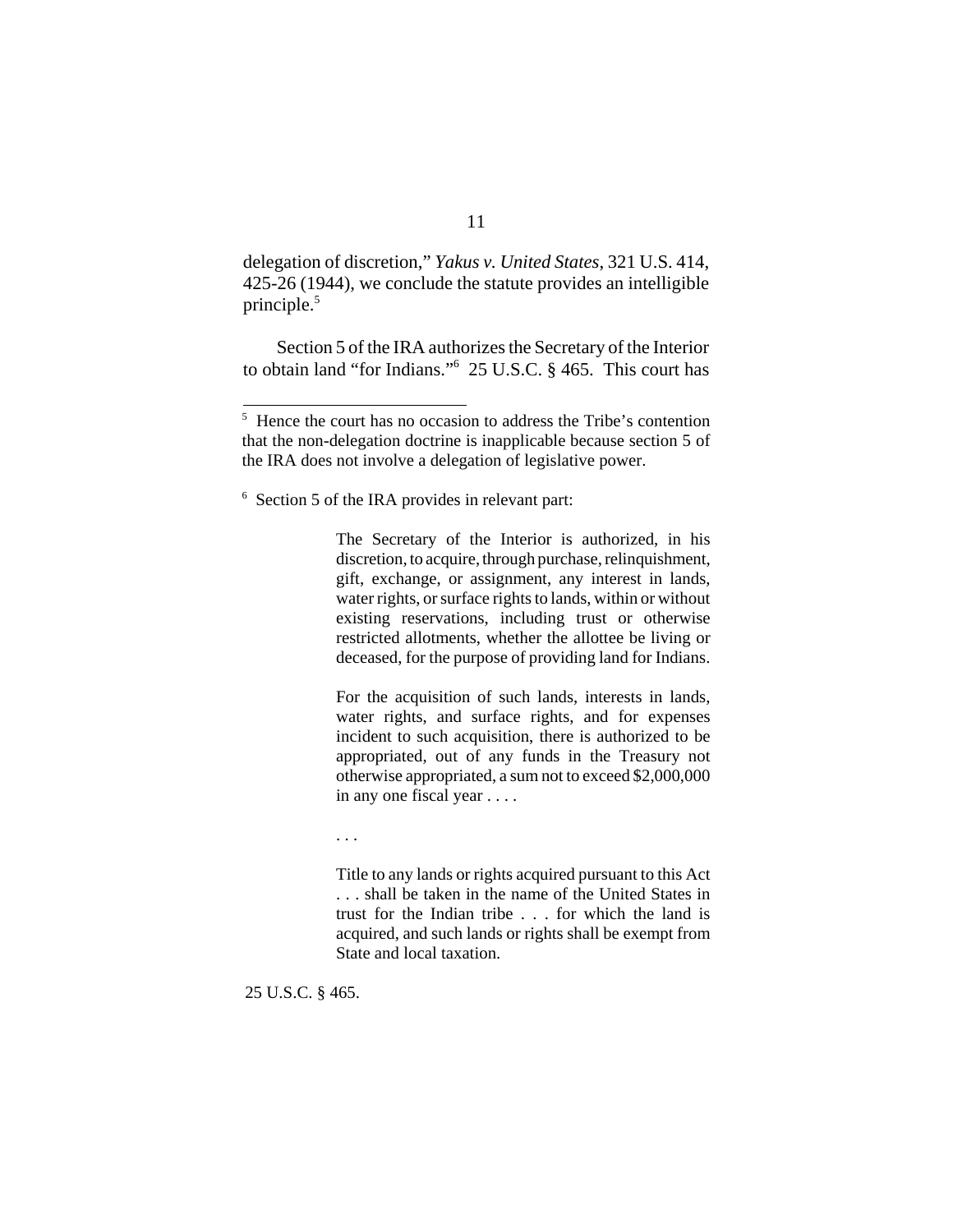delegation of discretion," *Yakus v. United States*, 321 U.S. 414, 425-26 (1944), we conclude the statute provides an intelligible principle.[5]

Section 5 of the IRA authorizes the Secretary of the Interior to obtain land "for Indians."[6] 25 U.S.C. § 465. This court has

---

[5] Hence the court has no occasion to address the Tribe's contention that the non-delegation doctrine is inapplicable because section 5 of the IRA does not involve a delegation of legislative power.

[6] Section 5 of the IRA provides in relevant part:

> The Secretary of the Interior is authorized, in his discretion, to acquire, through purchase, relinquishment, gift, exchange, or assignment, any interest in lands, water rights, or surface rights to lands, within or without existing reservations, including trust or otherwise restricted allotments, whether the allottee be living or deceased, for the purpose of providing land for Indians.
>
> For the acquisition of such lands, interests in lands, water rights, and surface rights, and for expenses incident to such acquisition, there is authorized to be appropriated, out of any funds in the Treasury not otherwise appropriated, a sum not to exceed $2,000,000 in any one fiscal year . . . .
>
> . . .
>
> Title to any lands or rights acquired pursuant to this Act . . . shall be taken in the name of the United States in trust for the Indian tribe . . . for which the land is acquired, and such lands or rights shall be exempt from State and local taxation.

25 U.S.C. § 465.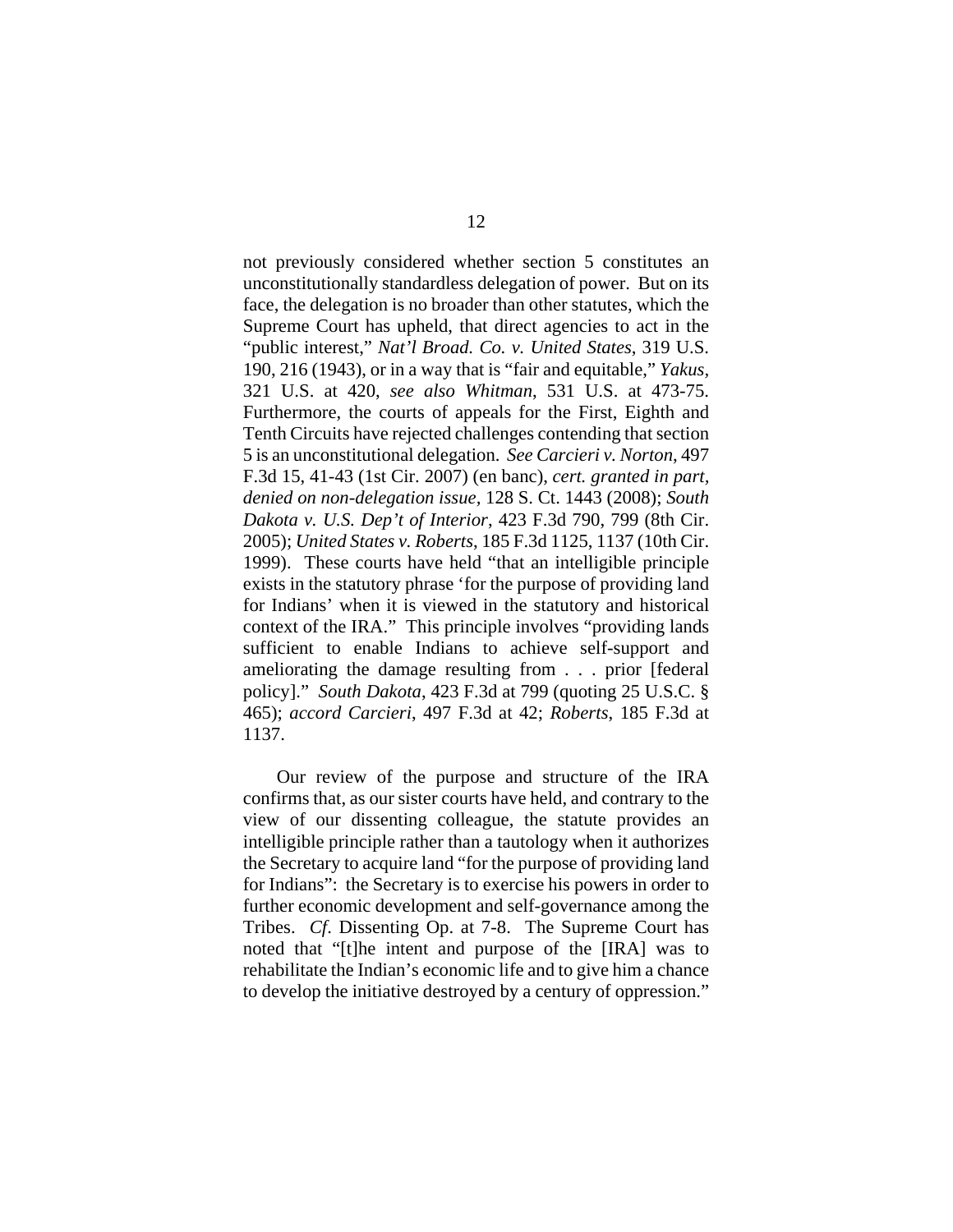not previously considered whether section 5 constitutes an unconstitutionally standardless delegation of power. But on its face, the delegation is no broader than other statutes, which the Supreme Court has upheld, that direct agencies to act in the "public interest," *Nat'l Broad. Co. v. United States*, 319 U.S. 190, 216 (1943), or in a way that is "fair and equitable," *Yakus*, 321 U.S. at 420, *see also Whitman*, 531 U.S. at 473-75. Furthermore, the courts of appeals for the First, Eighth and Tenth Circuits have rejected challenges contending that section 5 is an unconstitutional delegation. *See Carcieri v. Norton*, 497 F.3d 15, 41-43 (1st Cir. 2007) (en banc), *cert. granted in part, denied on non-delegation issue*, 128 S. Ct. 1443 (2008); *South Dakota v. U.S. Dep't of Interior*, 423 F.3d 790, 799 (8th Cir. 2005); *United States v. Roberts*, 185 F.3d 1125, 1137 (10th Cir. 1999). These courts have held "that an intelligible principle exists in the statutory phrase 'for the purpose of providing land for Indians' when it is viewed in the statutory and historical context of the IRA." This principle involves "providing lands sufficient to enable Indians to achieve self-support and ameliorating the damage resulting from . . . prior [federal policy]." *South Dakota*, 423 F.3d at 799 (quoting 25 U.S.C. § 465); *accord Carcieri*, 497 F.3d at 42; *Roberts*, 185 F.3d at 1137.

Our review of the purpose and structure of the IRA confirms that, as our sister courts have held, and contrary to the view of our dissenting colleague, the statute provides an intelligible principle rather than a tautology when it authorizes the Secretary to acquire land "for the purpose of providing land for Indians": the Secretary is to exercise his powers in order to further economic development and self-governance among the Tribes. *Cf.* Dissenting Op. at 7-8. The Supreme Court has noted that "[t]he intent and purpose of the [IRA] was to rehabilitate the Indian's economic life and to give him a chance to develop the initiative destroyed by a century of oppression."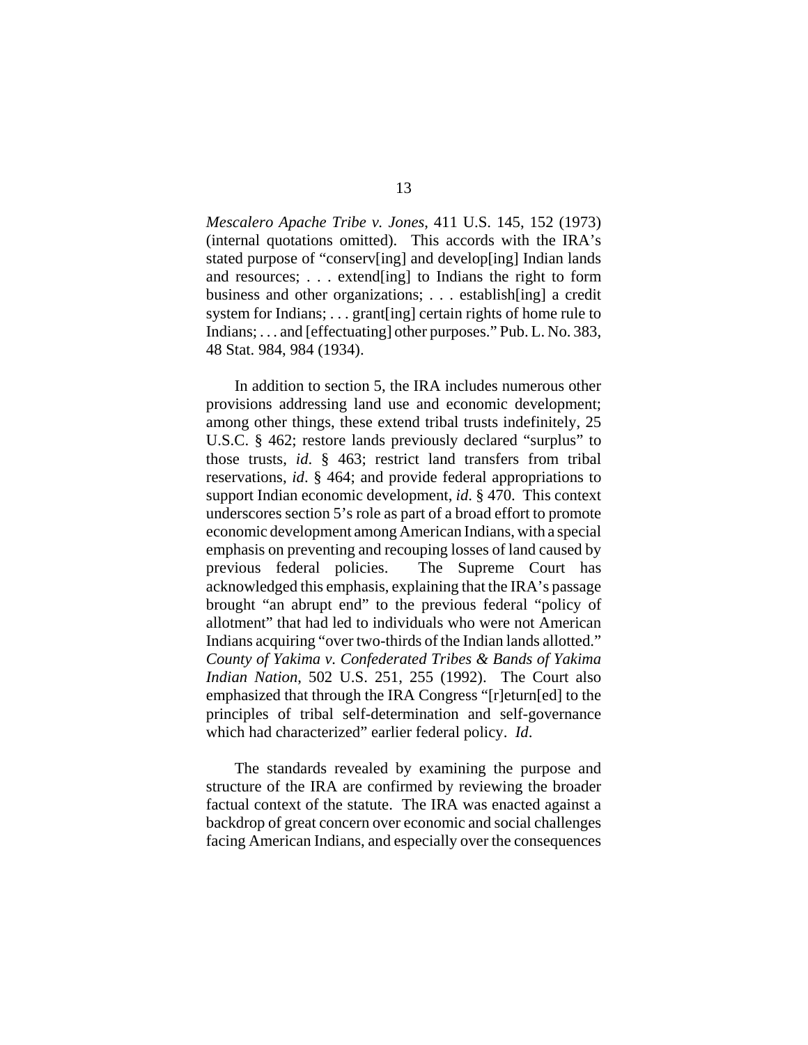*Mescalero Apache Tribe v. Jones*, 411 U.S. 145, 152 (1973) (internal quotations omitted). This accords with the IRA's stated purpose of "conserv[ing] and develop[ing] Indian lands and resources; . . . extend[ing] to Indians the right to form business and other organizations; . . . establish[ing] a credit system for Indians; . . . grant[ing] certain rights of home rule to Indians; . . . and [effectuating] other purposes." Pub. L. No. 383, 48 Stat. 984, 984 (1934).

In addition to section 5, the IRA includes numerous other provisions addressing land use and economic development; among other things, these extend tribal trusts indefinitely, 25 U.S.C. § 462; restore lands previously declared "surplus" to those trusts, *id*. § 463; restrict land transfers from tribal reservations, *id*. § 464; and provide federal appropriations to support Indian economic development, *id*. § 470. This context underscores section 5's role as part of a broad effort to promote economic development among American Indians, with a special emphasis on preventing and recouping losses of land caused by previous federal policies. The Supreme Court has acknowledged this emphasis, explaining that the IRA's passage brought "an abrupt end" to the previous federal "policy of allotment" that had led to individuals who were not American Indians acquiring "over two-thirds of the Indian lands allotted." *County of Yakima v. Confederated Tribes & Bands of Yakima Indian Nation*, 502 U.S. 251, 255 (1992). The Court also emphasized that through the IRA Congress "[r]eturn[ed] to the principles of tribal self-determination and self-governance which had characterized" earlier federal policy. *Id*.

The standards revealed by examining the purpose and structure of the IRA are confirmed by reviewing the broader factual context of the statute. The IRA was enacted against a backdrop of great concern over economic and social challenges facing American Indians, and especially over the consequences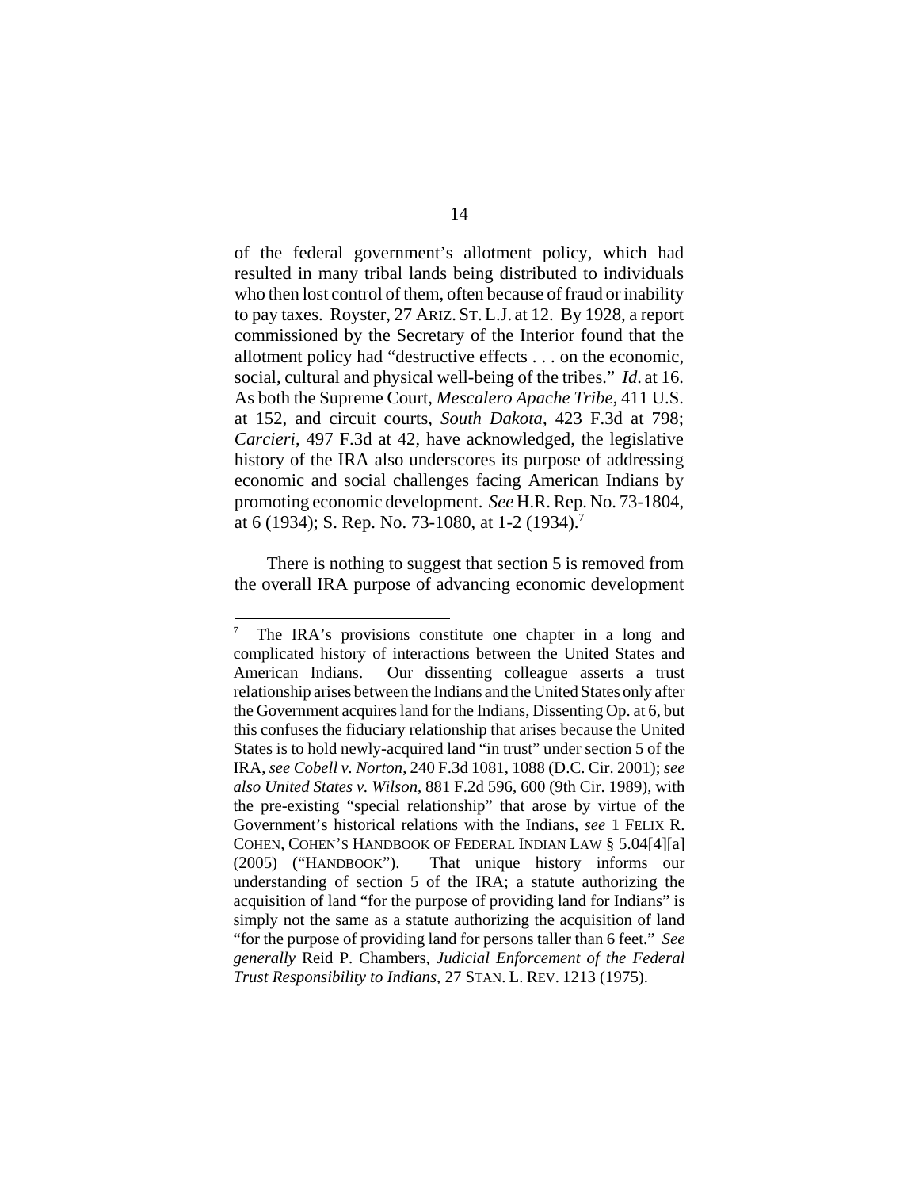of the federal government's allotment policy, which had resulted in many tribal lands being distributed to individuals who then lost control of them, often because of fraud or inability to pay taxes. Royster, 27 ARIZ. ST. L.J. at 12. By 1928, a report commissioned by the Secretary of the Interior found that the allotment policy had "destructive effects . . . on the economic, social, cultural and physical well-being of the tribes." *Id*. at 16. As both the Supreme Court, *Mescalero Apache Tribe*, 411 U.S. at 152, and circuit courts, *South Dakota*, 423 F.3d at 798; *Carcieri*, 497 F.3d at 42, have acknowledged, the legislative history of the IRA also underscores its purpose of addressing economic and social challenges facing American Indians by promoting economic development. *See* H.R. Rep. No. 73-1804, at 6 (1934); S. Rep. No. 73-1080, at 1-2 (1934).[7]

There is nothing to suggest that section 5 is removed from the overall IRA purpose of advancing economic development

---

[7] The IRA's provisions constitute one chapter in a long and complicated history of interactions between the United States and American Indians. Our dissenting colleague asserts a trust relationship arises between the Indians and the United States only after the Government acquires land for the Indians, Dissenting Op. at 6, but this confuses the fiduciary relationship that arises because the United States is to hold newly-acquired land "in trust" under section 5 of the IRA, *see Cobell v. Norton*, 240 F.3d 1081, 1088 (D.C. Cir. 2001); *see also United States v. Wilson*, 881 F.2d 596, 600 (9th Cir. 1989), with the pre-existing "special relationship" that arose by virtue of the Government's historical relations with the Indians, *see* 1 FELIX R. COHEN, COHEN'S HANDBOOK OF FEDERAL INDIAN LAW § 5.04[4][a] (2005) ("HANDBOOK"). That unique history informs our understanding of section 5 of the IRA; a statute authorizing the acquisition of land "for the purpose of providing land for Indians" is simply not the same as a statute authorizing the acquisition of land "for the purpose of providing land for persons taller than 6 feet." *See generally* Reid P. Chambers, *Judicial Enforcement of the Federal Trust Responsibility to Indians*, 27 STAN. L. REV. 1213 (1975).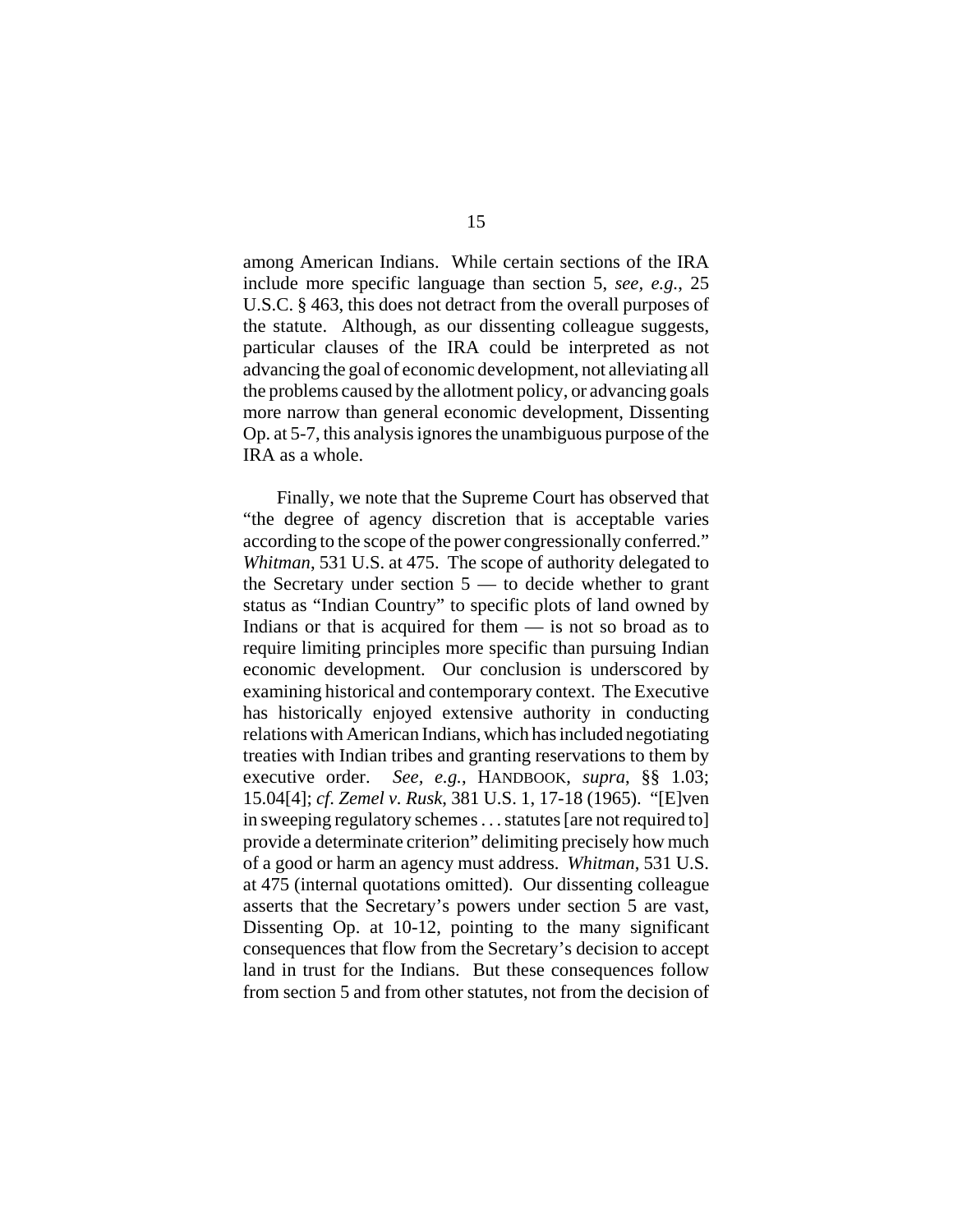among American Indians. While certain sections of the IRA include more specific language than section 5, *see, e.g.*, 25 U.S.C. § 463, this does not detract from the overall purposes of the statute. Although, as our dissenting colleague suggests, particular clauses of the IRA could be interpreted as not advancing the goal of economic development, not alleviating all the problems caused by the allotment policy, or advancing goals more narrow than general economic development, Dissenting Op. at 5-7, this analysis ignores the unambiguous purpose of the IRA as a whole.

Finally, we note that the Supreme Court has observed that "the degree of agency discretion that is acceptable varies according to the scope of the power congressionally conferred." *Whitman*, 531 U.S. at 475. The scope of authority delegated to the Secretary under section 5 — to decide whether to grant status as "Indian Country" to specific plots of land owned by Indians or that is acquired for them — is not so broad as to require limiting principles more specific than pursuing Indian economic development. Our conclusion is underscored by examining historical and contemporary context. The Executive has historically enjoyed extensive authority in conducting relations with American Indians, which has included negotiating treaties with Indian tribes and granting reservations to them by executive order. *See, e.g.*, HANDBOOK, *supra*, §§ 1.03; 15.04[4]; *cf. Zemel v. Rusk*, 381 U.S. 1, 17-18 (1965). "[E]ven in sweeping regulatory schemes . . . statutes [are not required to] provide a determinate criterion" delimiting precisely how much of a good or harm an agency must address. *Whitman*, 531 U.S. at 475 (internal quotations omitted). Our dissenting colleague asserts that the Secretary's powers under section 5 are vast, Dissenting Op. at 10-12, pointing to the many significant consequences that flow from the Secretary's decision to accept land in trust for the Indians. But these consequences follow from section 5 and from other statutes, not from the decision of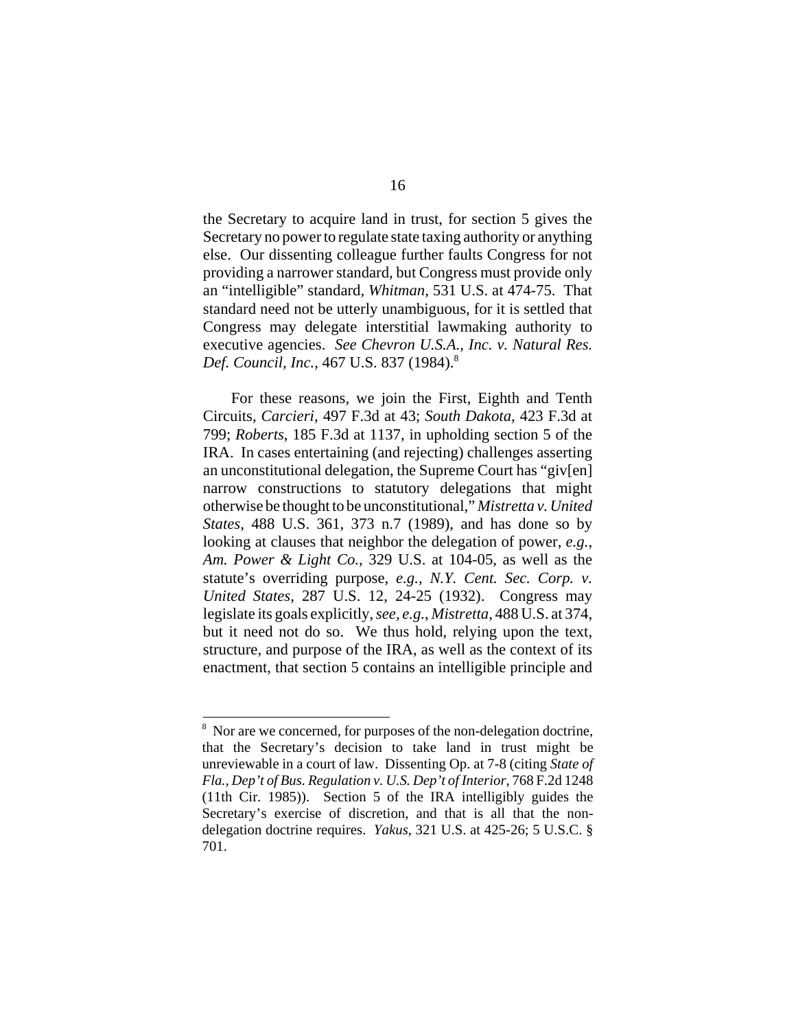the Secretary to acquire land in trust, for section 5 gives the Secretary no power to regulate state taxing authority or anything else. Our dissenting colleague further faults Congress for not providing a narrower standard, but Congress must provide only an "intelligible" standard, *Whitman*, 531 U.S. at 474-75. That standard need not be utterly unambiguous, for it is settled that Congress may delegate interstitial lawmaking authority to executive agencies. *See Chevron U.S.A., Inc. v. Natural Res. Def. Council, Inc.*, 467 U.S. 837 (1984).[8]

For these reasons, we join the First, Eighth and Tenth Circuits, *Carcieri*, 497 F.3d at 43; *South Dakota*, 423 F.3d at 799; *Roberts*, 185 F.3d at 1137, in upholding section 5 of the IRA. In cases entertaining (and rejecting) challenges asserting an unconstitutional delegation, the Supreme Court has "giv[en] narrow constructions to statutory delegations that might otherwise be thought to be unconstitutional," *Mistretta v. United States*, 488 U.S. 361, 373 n.7 (1989), and has done so by looking at clauses that neighbor the delegation of power, *e.g.*, *Am. Power & Light Co.*, 329 U.S. at 104-05, as well as the statute's overriding purpose, *e.g.*, *N.Y. Cent. Sec. Corp. v. United States*, 287 U.S. 12, 24-25 (1932). Congress may legislate its goals explicitly, *see, e.g.*, *Mistretta*, 488 U.S. at 374, but it need not do so. We thus hold, relying upon the text, structure, and purpose of the IRA, as well as the context of its enactment, that section 5 contains an intelligible principle and

---

[8] Nor are we concerned, for purposes of the non-delegation doctrine, that the Secretary's decision to take land in trust might be unreviewable in a court of law. Dissenting Op. at 7-8 (citing *State of Fla., Dep't of Bus. Regulation v. U.S. Dep't of Interior*, 768 F.2d 1248 (11th Cir. 1985)). Section 5 of the IRA intelligibly guides the Secretary's exercise of discretion, and that is all that the non-delegation doctrine requires. *Yakus*, 321 U.S. at 425-26; 5 U.S.C. § 701.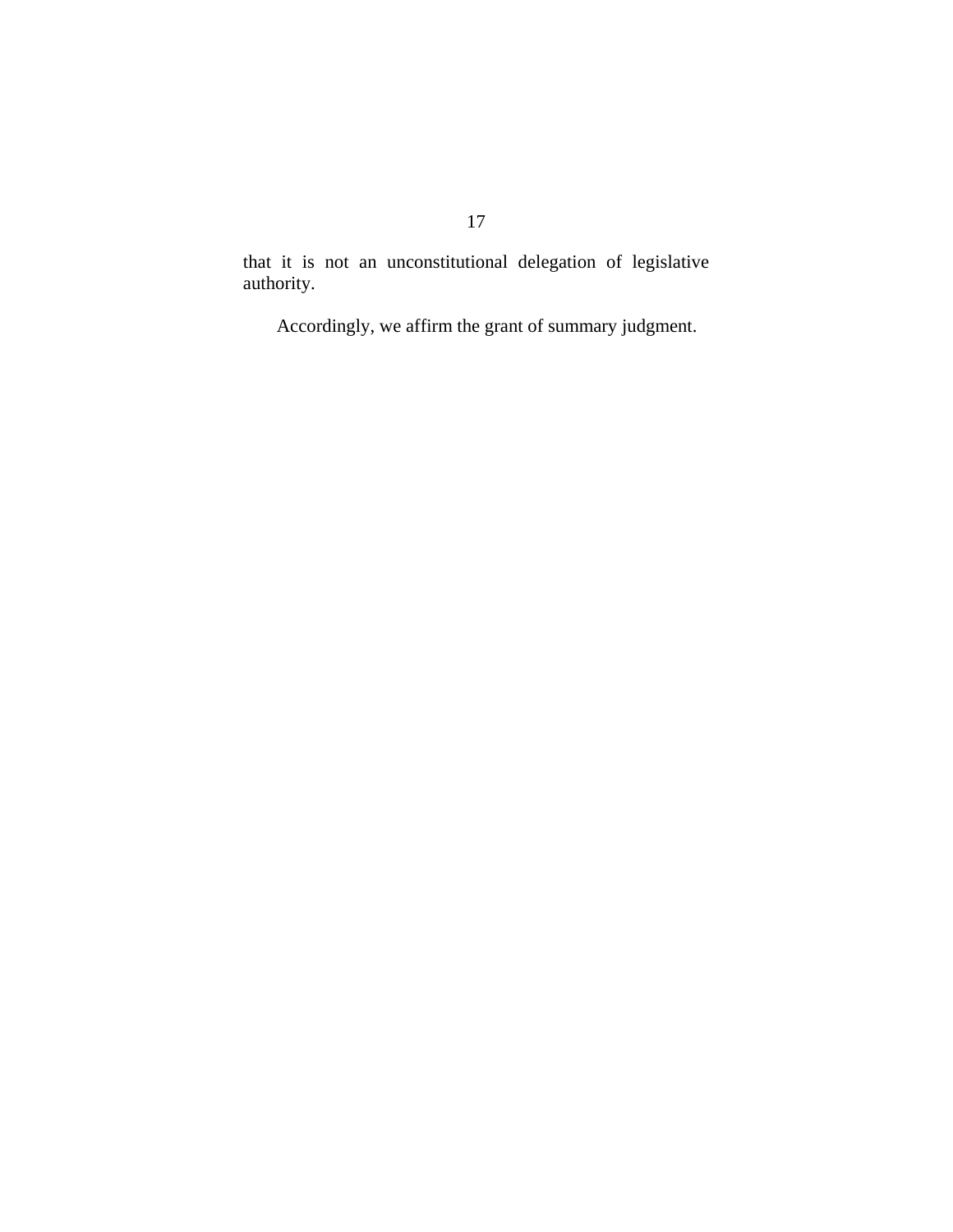that it is not an unconstitutional delegation of legislative authority.

Accordingly, we affirm the grant of summary judgment.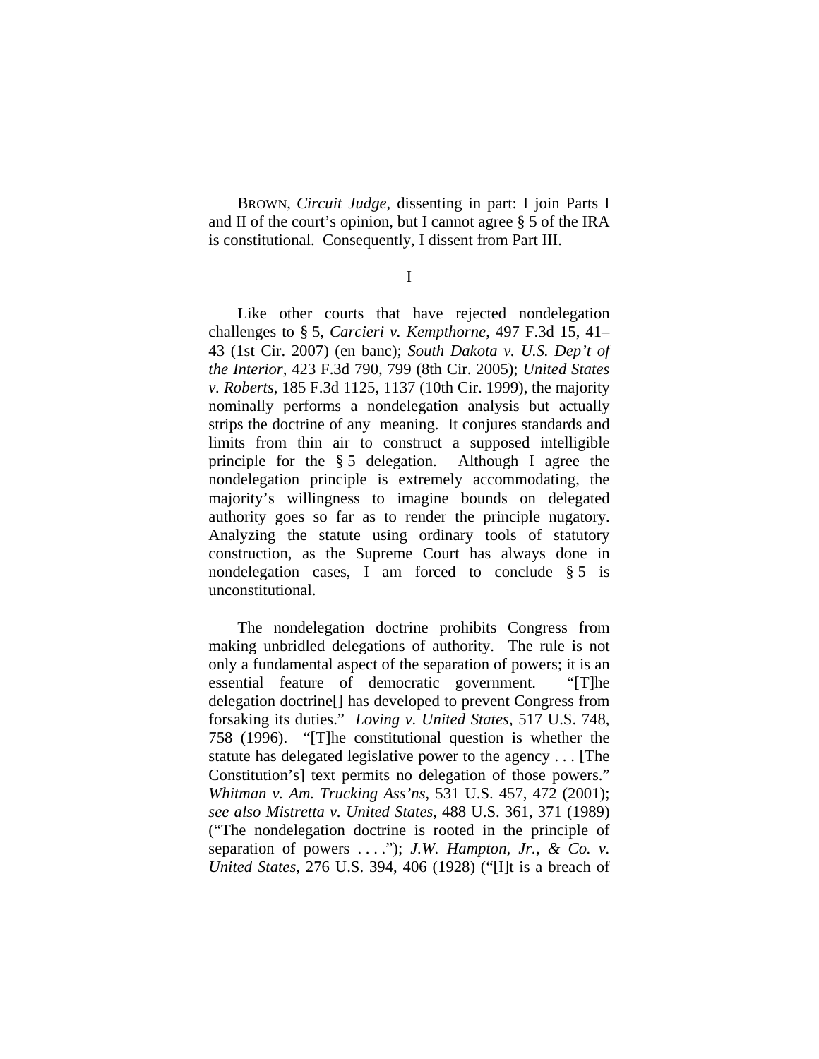BROWN, *Circuit Judge*, dissenting in part: I join Parts I and II of the court's opinion, but I cannot agree § 5 of the IRA is constitutional. Consequently, I dissent from Part III.

I

Like other courts that have rejected nondelegation challenges to § 5, *Carcieri v. Kempthorne*, 497 F.3d 15, 41–43 (1st Cir. 2007) (en banc); *South Dakota v. U.S. Dep't of the Interior*, 423 F.3d 790, 799 (8th Cir. 2005); *United States v. Roberts*, 185 F.3d 1125, 1137 (10th Cir. 1999), the majority nominally performs a nondelegation analysis but actually strips the doctrine of any meaning. It conjures standards and limits from thin air to construct a supposed intelligible principle for the § 5 delegation. Although I agree the nondelegation principle is extremely accommodating, the majority's willingness to imagine bounds on delegated authority goes so far as to render the principle nugatory. Analyzing the statute using ordinary tools of statutory construction, as the Supreme Court has always done in nondelegation cases, I am forced to conclude § 5 is unconstitutional.

The nondelegation doctrine prohibits Congress from making unbridled delegations of authority. The rule is not only a fundamental aspect of the separation of powers; it is an essential feature of democratic government. "[T]he delegation doctrine[] has developed to prevent Congress from forsaking its duties." *Loving v. United States*, 517 U.S. 748, 758 (1996). "[T]he constitutional question is whether the statute has delegated legislative power to the agency . . . [The Constitution's] text permits no delegation of those powers." *Whitman v. Am. Trucking Ass'ns*, 531 U.S. 457, 472 (2001); *see also Mistretta v. United States*, 488 U.S. 361, 371 (1989) ("The nondelegation doctrine is rooted in the principle of separation of powers . . . ."); *J.W. Hampton, Jr., & Co. v. United States*, 276 U.S. 394, 406 (1928) ("[I]t is a breach of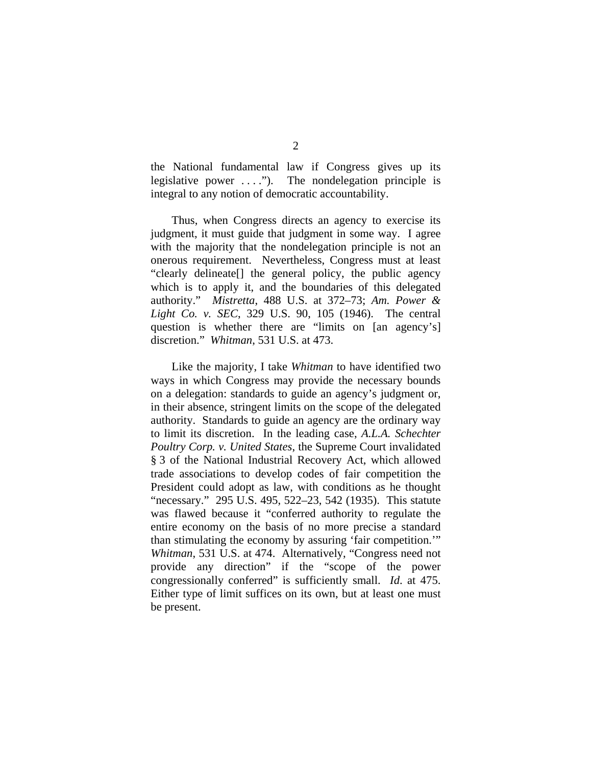the National fundamental law if Congress gives up its legislative power . . . ."). The nondelegation principle is integral to any notion of democratic accountability.

Thus, when Congress directs an agency to exercise its judgment, it must guide that judgment in some way. I agree with the majority that the nondelegation principle is not an onerous requirement. Nevertheless, Congress must at least "clearly delineate[] the general policy, the public agency which is to apply it, and the boundaries of this delegated authority." *Mistretta*, 488 U.S. at 372–73; *Am. Power & Light Co. v. SEC*, 329 U.S. 90, 105 (1946). The central question is whether there are "limits on [an agency's] discretion." *Whitman*, 531 U.S. at 473.

Like the majority, I take *Whitman* to have identified two ways in which Congress may provide the necessary bounds on a delegation: standards to guide an agency's judgment or, in their absence, stringent limits on the scope of the delegated authority. Standards to guide an agency are the ordinary way to limit its discretion. In the leading case, *A.L.A. Schechter Poultry Corp. v. United States*, the Supreme Court invalidated § 3 of the National Industrial Recovery Act, which allowed trade associations to develop codes of fair competition the President could adopt as law, with conditions as he thought "necessary." 295 U.S. 495, 522–23, 542 (1935). This statute was flawed because it "conferred authority to regulate the entire economy on the basis of no more precise a standard than stimulating the economy by assuring 'fair competition.'" *Whitman*, 531 U.S. at 474. Alternatively, "Congress need not provide any direction" if the "scope of the power congressionally conferred" is sufficiently small. *Id*. at 475. Either type of limit suffices on its own, but at least one must be present.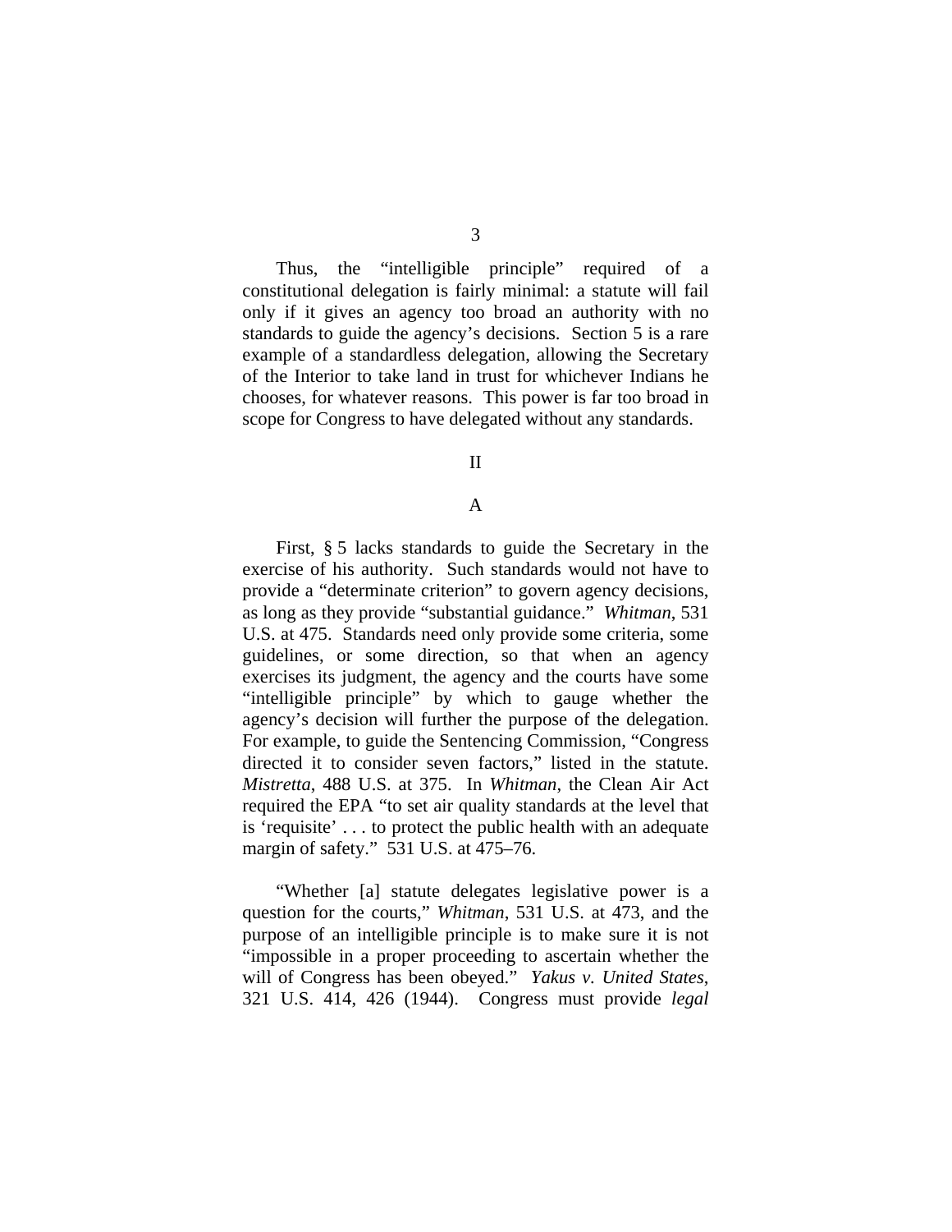Thus, the "intelligible principle" required of a constitutional delegation is fairly minimal: a statute will fail only if it gives an agency too broad an authority with no standards to guide the agency's decisions. Section 5 is a rare example of a standardless delegation, allowing the Secretary of the Interior to take land in trust for whichever Indians he chooses, for whatever reasons. This power is far too broad in scope for Congress to have delegated without any standards.

## II

### A

First, § 5 lacks standards to guide the Secretary in the exercise of his authority. Such standards would not have to provide a "determinate criterion" to govern agency decisions, as long as they provide "substantial guidance." *Whitman*, 531 U.S. at 475. Standards need only provide some criteria, some guidelines, or some direction, so that when an agency exercises its judgment, the agency and the courts have some "intelligible principle" by which to gauge whether the agency's decision will further the purpose of the delegation. For example, to guide the Sentencing Commission, "Congress directed it to consider seven factors," listed in the statute. *Mistretta*, 488 U.S. at 375. In *Whitman*, the Clean Air Act required the EPA "to set air quality standards at the level that is 'requisite' . . . to protect the public health with an adequate margin of safety." 531 U.S. at 475–76.

"Whether [a] statute delegates legislative power is a question for the courts," *Whitman*, 531 U.S. at 473, and the purpose of an intelligible principle is to make sure it is not "impossible in a proper proceeding to ascertain whether the will of Congress has been obeyed." *Yakus v. United States*, 321 U.S. 414, 426 (1944). Congress must provide *legal*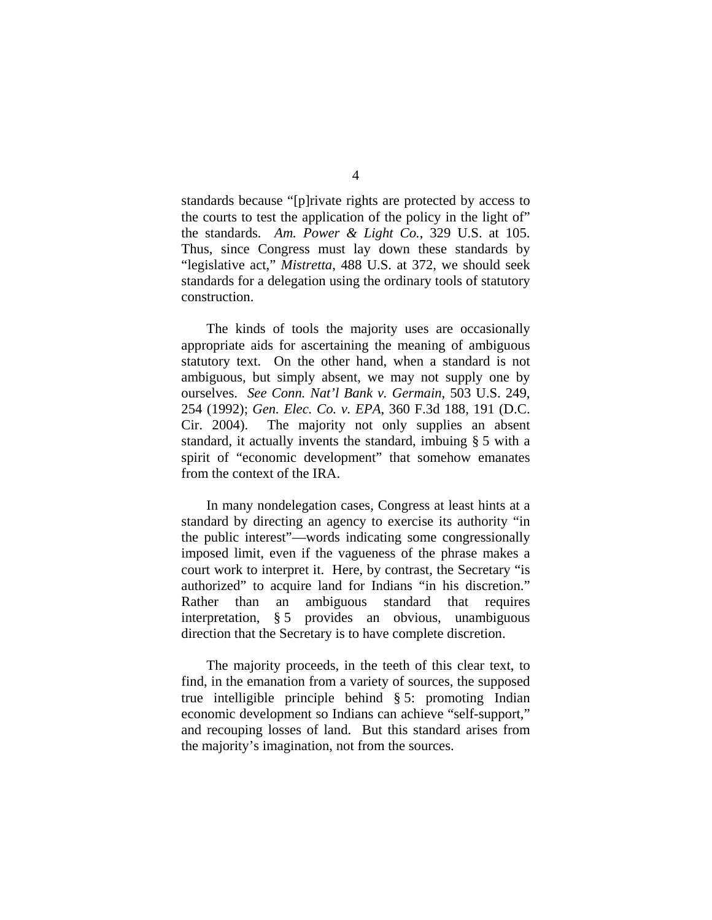standards because "[p]rivate rights are protected by access to the courts to test the application of the policy in the light of" the standards. *Am. Power & Light Co.*, 329 U.S. at 105. Thus, since Congress must lay down these standards by "legislative act," *Mistretta*, 488 U.S. at 372, we should seek standards for a delegation using the ordinary tools of statutory construction.

The kinds of tools the majority uses are occasionally appropriate aids for ascertaining the meaning of ambiguous statutory text. On the other hand, when a standard is not ambiguous, but simply absent, we may not supply one by ourselves. *See Conn. Nat'l Bank v. Germain*, 503 U.S. 249, 254 (1992); *Gen. Elec. Co. v. EPA*, 360 F.3d 188, 191 (D.C. Cir. 2004). The majority not only supplies an absent standard, it actually invents the standard, imbuing § 5 with a spirit of "economic development" that somehow emanates from the context of the IRA.

In many nondelegation cases, Congress at least hints at a standard by directing an agency to exercise its authority "in the public interest"—words indicating some congressionally imposed limit, even if the vagueness of the phrase makes a court work to interpret it. Here, by contrast, the Secretary "is authorized" to acquire land for Indians "in his discretion." Rather than an ambiguous standard that requires interpretation, § 5 provides an obvious, unambiguous direction that the Secretary is to have complete discretion.

The majority proceeds, in the teeth of this clear text, to find, in the emanation from a variety of sources, the supposed true intelligible principle behind § 5: promoting Indian economic development so Indians can achieve "self-support," and recouping losses of land. But this standard arises from the majority's imagination, not from the sources.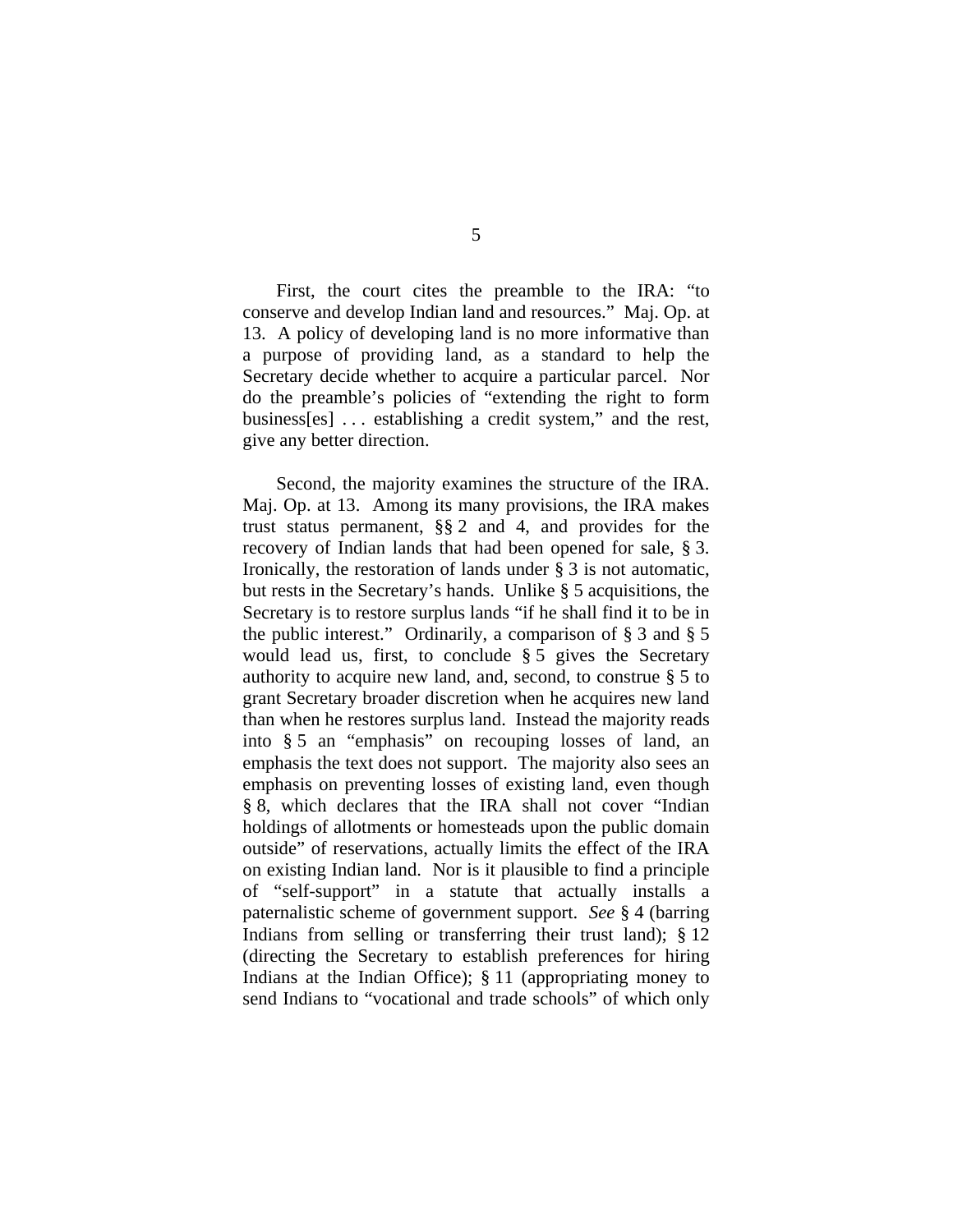First, the court cites the preamble to the IRA: "to conserve and develop Indian land and resources." Maj. Op. at 13. A policy of developing land is no more informative than a purpose of providing land, as a standard to help the Secretary decide whether to acquire a particular parcel. Nor do the preamble's policies of "extending the right to form business[es] . . . establishing a credit system," and the rest, give any better direction.

Second, the majority examines the structure of the IRA. Maj. Op. at 13. Among its many provisions, the IRA makes trust status permanent, §§ 2 and 4, and provides for the recovery of Indian lands that had been opened for sale, § 3. Ironically, the restoration of lands under § 3 is not automatic, but rests in the Secretary's hands. Unlike § 5 acquisitions, the Secretary is to restore surplus lands "if he shall find it to be in the public interest." Ordinarily, a comparison of § 3 and § 5 would lead us, first, to conclude § 5 gives the Secretary authority to acquire new land, and, second, to construe § 5 to grant Secretary broader discretion when he acquires new land than when he restores surplus land. Instead the majority reads into § 5 an "emphasis" on recouping losses of land, an emphasis the text does not support. The majority also sees an emphasis on preventing losses of existing land, even though § 8, which declares that the IRA shall not cover "Indian holdings of allotments or homesteads upon the public domain outside" of reservations, actually limits the effect of the IRA on existing Indian land. Nor is it plausible to find a principle of "self-support" in a statute that actually installs a paternalistic scheme of government support. *See* § 4 (barring Indians from selling or transferring their trust land); § 12 (directing the Secretary to establish preferences for hiring Indians at the Indian Office); § 11 (appropriating money to send Indians to "vocational and trade schools" of which only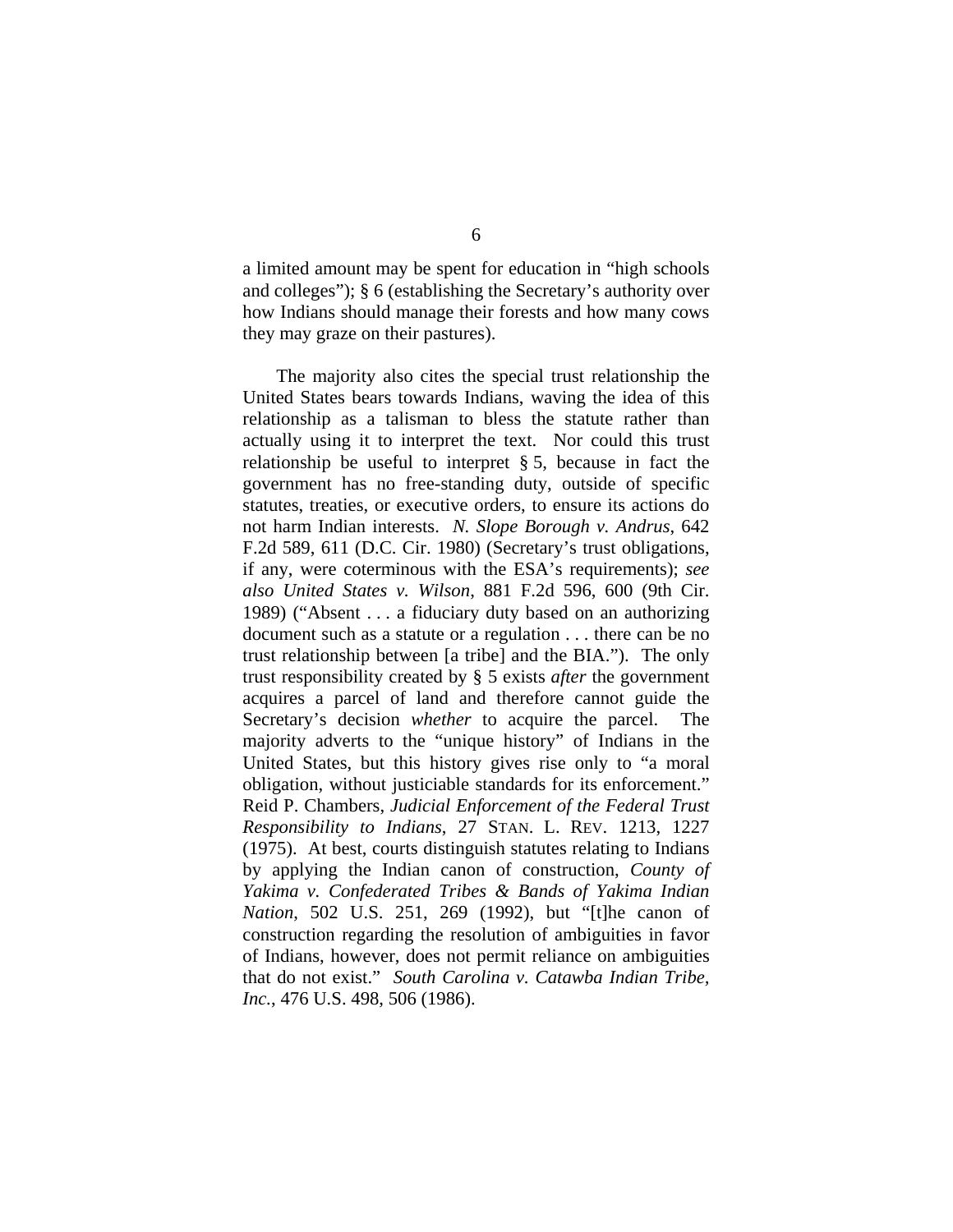a limited amount may be spent for education in "high schools and colleges"); § 6 (establishing the Secretary's authority over how Indians should manage their forests and how many cows they may graze on their pastures).

The majority also cites the special trust relationship the United States bears towards Indians, waving the idea of this relationship as a talisman to bless the statute rather than actually using it to interpret the text. Nor could this trust relationship be useful to interpret § 5, because in fact the government has no free-standing duty, outside of specific statutes, treaties, or executive orders, to ensure its actions do not harm Indian interests. *N. Slope Borough v. Andrus*, 642 F.2d 589, 611 (D.C. Cir. 1980) (Secretary's trust obligations, if any, were coterminous with the ESA's requirements); *see also United States v. Wilson*, 881 F.2d 596, 600 (9th Cir. 1989) ("Absent . . . a fiduciary duty based on an authorizing document such as a statute or a regulation . . . there can be no trust relationship between [a tribe] and the BIA."). The only trust responsibility created by § 5 exists *after* the government acquires a parcel of land and therefore cannot guide the Secretary's decision *whether* to acquire the parcel. The majority adverts to the "unique history" of Indians in the United States, but this history gives rise only to "a moral obligation, without justiciable standards for its enforcement." Reid P. Chambers, *Judicial Enforcement of the Federal Trust Responsibility to Indians*, 27 STAN. L. REV. 1213, 1227 (1975). At best, courts distinguish statutes relating to Indians by applying the Indian canon of construction, *County of Yakima v. Confederated Tribes & Bands of Yakima Indian Nation*, 502 U.S. 251, 269 (1992), but "[t]he canon of construction regarding the resolution of ambiguities in favor of Indians, however, does not permit reliance on ambiguities that do not exist." *South Carolina v. Catawba Indian Tribe, Inc.*, 476 U.S. 498, 506 (1986).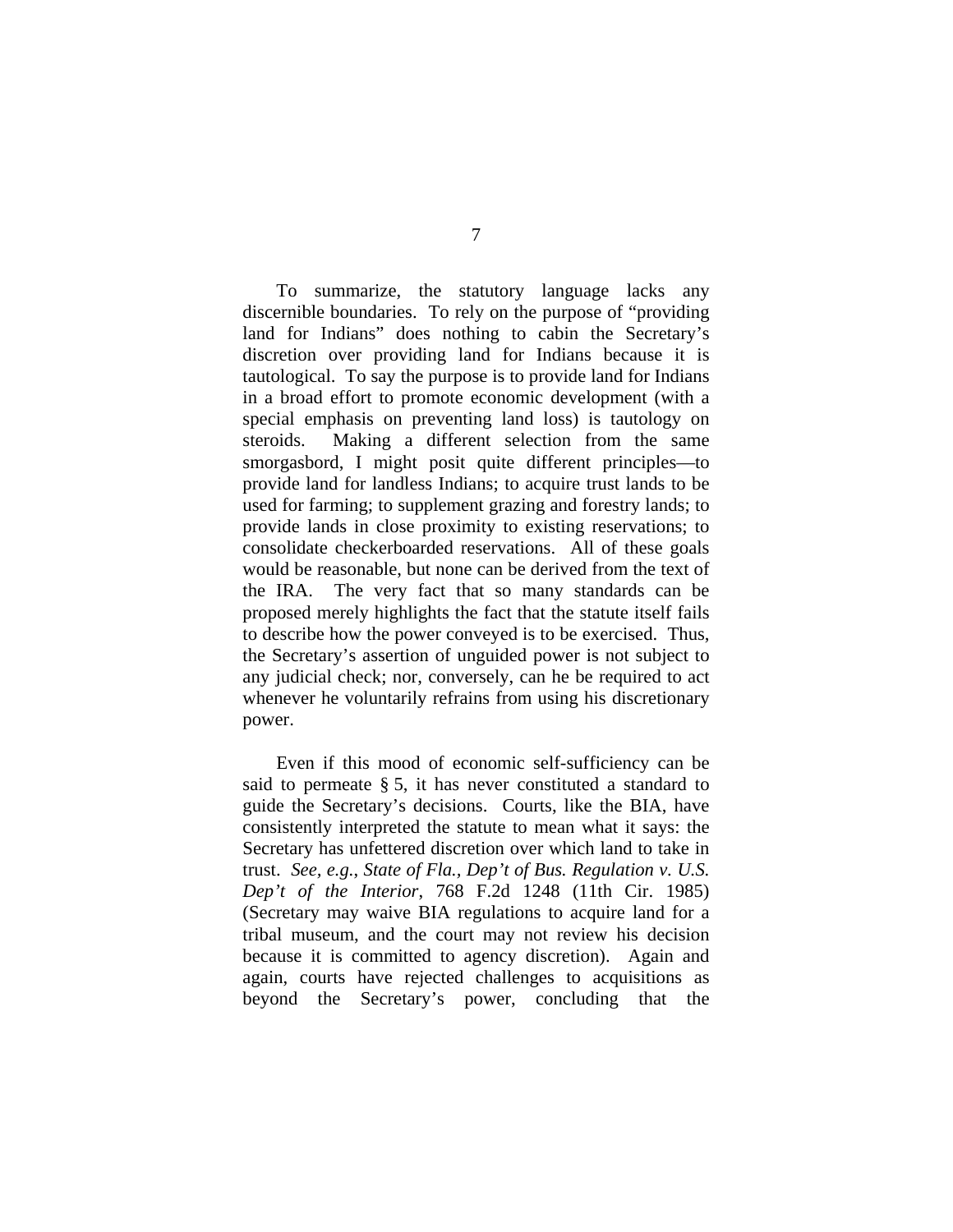To summarize, the statutory language lacks any discernible boundaries. To rely on the purpose of "providing land for Indians" does nothing to cabin the Secretary's discretion over providing land for Indians because it is tautological. To say the purpose is to provide land for Indians in a broad effort to promote economic development (with a special emphasis on preventing land loss) is tautology on steroids. Making a different selection from the same smorgasbord, I might posit quite different principles—to provide land for landless Indians; to acquire trust lands to be used for farming; to supplement grazing and forestry lands; to provide lands in close proximity to existing reservations; to consolidate checkerboarded reservations. All of these goals would be reasonable, but none can be derived from the text of the IRA. The very fact that so many standards can be proposed merely highlights the fact that the statute itself fails to describe how the power conveyed is to be exercised. Thus, the Secretary's assertion of unguided power is not subject to any judicial check; nor, conversely, can he be required to act whenever he voluntarily refrains from using his discretionary power.

Even if this mood of economic self-sufficiency can be said to permeate § 5, it has never constituted a standard to guide the Secretary's decisions. Courts, like the BIA, have consistently interpreted the statute to mean what it says: the Secretary has unfettered discretion over which land to take in trust. *See, e.g.*, *State of Fla., Dep't of Bus. Regulation v. U.S. Dep't of the Interior*, 768 F.2d 1248 (11th Cir. 1985) (Secretary may waive BIA regulations to acquire land for a tribal museum, and the court may not review his decision because it is committed to agency discretion). Again and again, courts have rejected challenges to acquisitions as beyond the Secretary's power, concluding that the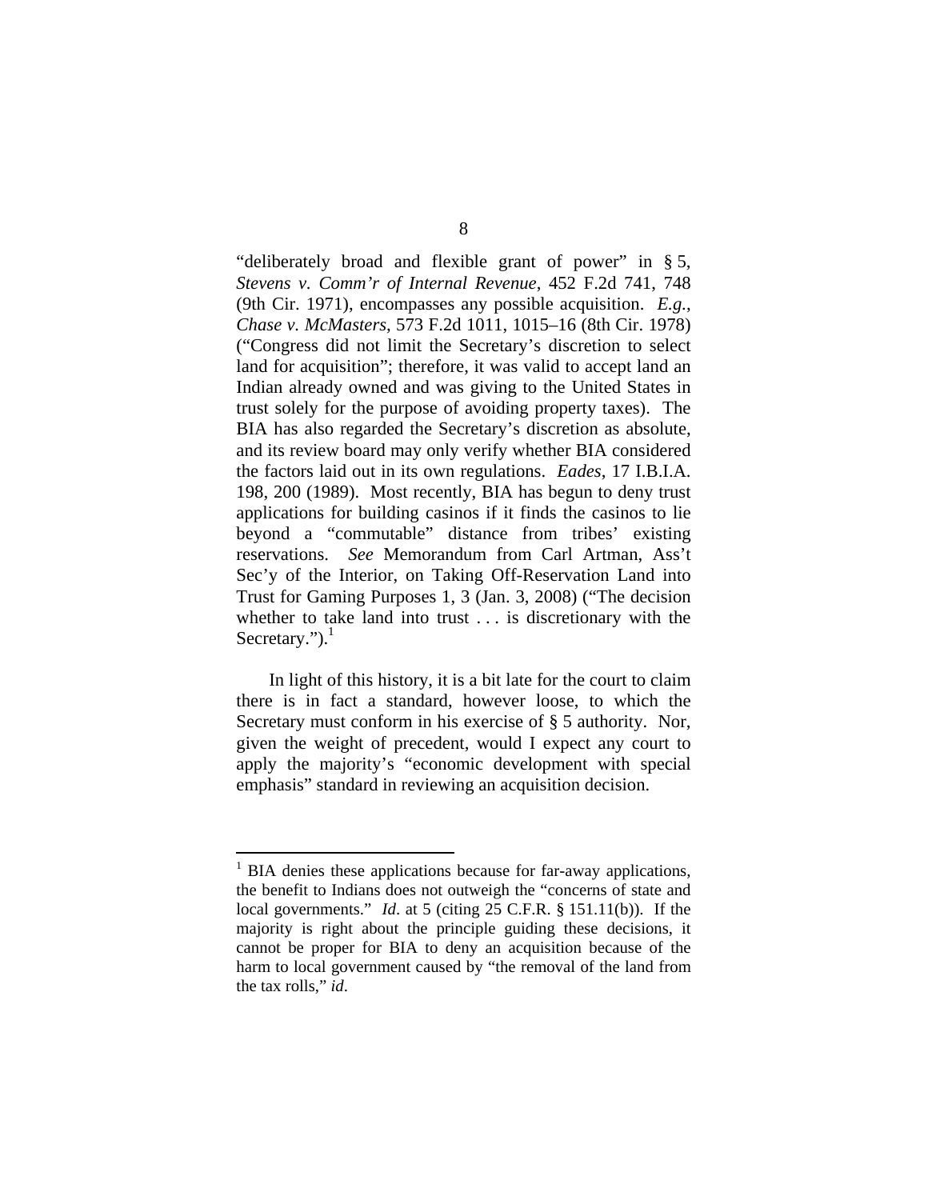"deliberately broad and flexible grant of power" in § 5, *Stevens v. Comm'r of Internal Revenue*, 452 F.2d 741, 748 (9th Cir. 1971), encompasses any possible acquisition. *E.g.*, *Chase v. McMasters*, 573 F.2d 1011, 1015–16 (8th Cir. 1978) ("Congress did not limit the Secretary's discretion to select land for acquisition"; therefore, it was valid to accept land an Indian already owned and was giving to the United States in trust solely for the purpose of avoiding property taxes). The BIA has also regarded the Secretary's discretion as absolute, and its review board may only verify whether BIA considered the factors laid out in its own regulations. *Eades*, 17 I.B.I.A. 198, 200 (1989). Most recently, BIA has begun to deny trust applications for building casinos if it finds the casinos to lie beyond a "commutable" distance from tribes' existing reservations. *See* Memorandum from Carl Artman, Ass't Sec'y of the Interior, on Taking Off-Reservation Land into Trust for Gaming Purposes 1, 3 (Jan. 3, 2008) ("The decision whether to take land into trust . . . is discretionary with the Secretary.").[1]

In light of this history, it is a bit late for the court to claim there is in fact a standard, however loose, to which the Secretary must conform in his exercise of § 5 authority. Nor, given the weight of precedent, would I expect any court to apply the majority's "economic development with special emphasis" standard in reviewing an acquisition decision.

---

[1] BIA denies these applications because for far-away applications, the benefit to Indians does not outweigh the "concerns of state and local governments." *Id*. at 5 (citing 25 C.F.R. § 151.11(b)). If the majority is right about the principle guiding these decisions, it cannot be proper for BIA to deny an acquisition because of the harm to local government caused by "the removal of the land from the tax rolls," *id*.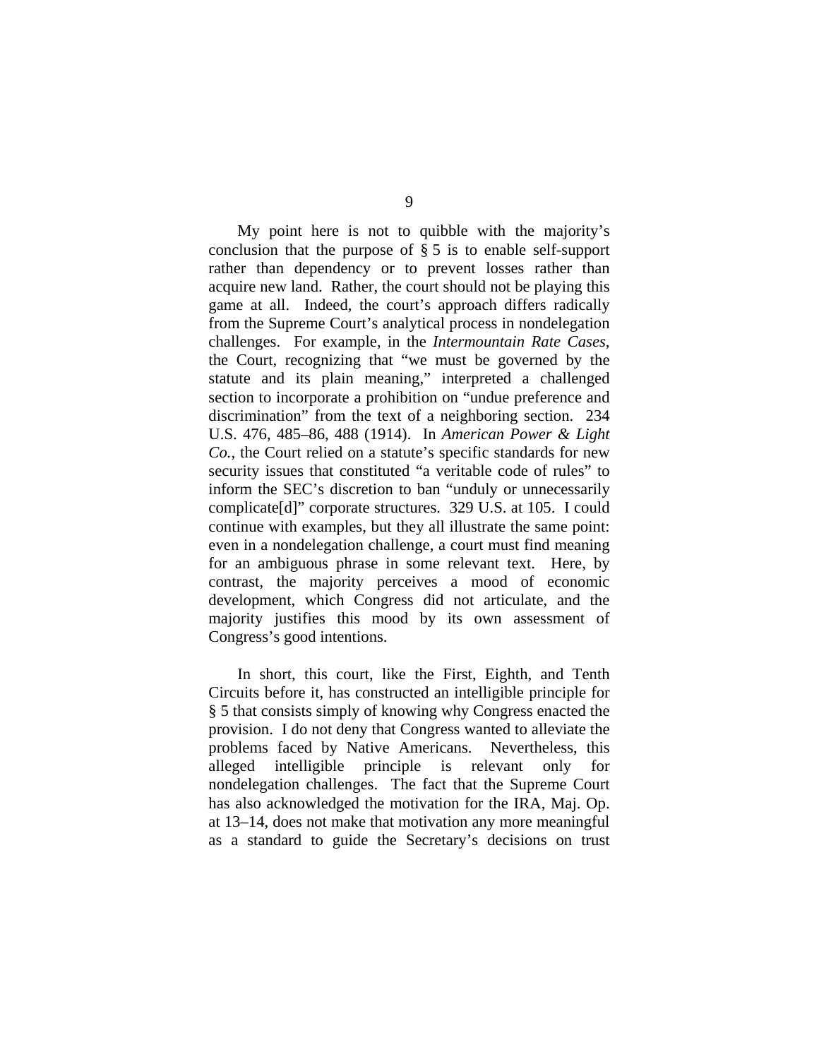My point here is not to quibble with the majority's conclusion that the purpose of § 5 is to enable self-support rather than dependency or to prevent losses rather than acquire new land. Rather, the court should not be playing this game at all. Indeed, the court's approach differs radically from the Supreme Court's analytical process in nondelegation challenges. For example, in the *Intermountain Rate Cases*, the Court, recognizing that "we must be governed by the statute and its plain meaning," interpreted a challenged section to incorporate a prohibition on "undue preference and discrimination" from the text of a neighboring section. 234 U.S. 476, 485–86, 488 (1914). In *American Power & Light Co.*, the Court relied on a statute's specific standards for new security issues that constituted "a veritable code of rules" to inform the SEC's discretion to ban "unduly or unnecessarily complicate[d]" corporate structures. 329 U.S. at 105. I could continue with examples, but they all illustrate the same point: even in a nondelegation challenge, a court must find meaning for an ambiguous phrase in some relevant text. Here, by contrast, the majority perceives a mood of economic development, which Congress did not articulate, and the majority justifies this mood by its own assessment of Congress's good intentions.

In short, this court, like the First, Eighth, and Tenth Circuits before it, has constructed an intelligible principle for § 5 that consists simply of knowing why Congress enacted the provision. I do not deny that Congress wanted to alleviate the problems faced by Native Americans. Nevertheless, this alleged intelligible principle is relevant only for nondelegation challenges. The fact that the Supreme Court has also acknowledged the motivation for the IRA, Maj. Op. at 13–14, does not make that motivation any more meaningful as a standard to guide the Secretary's decisions on trust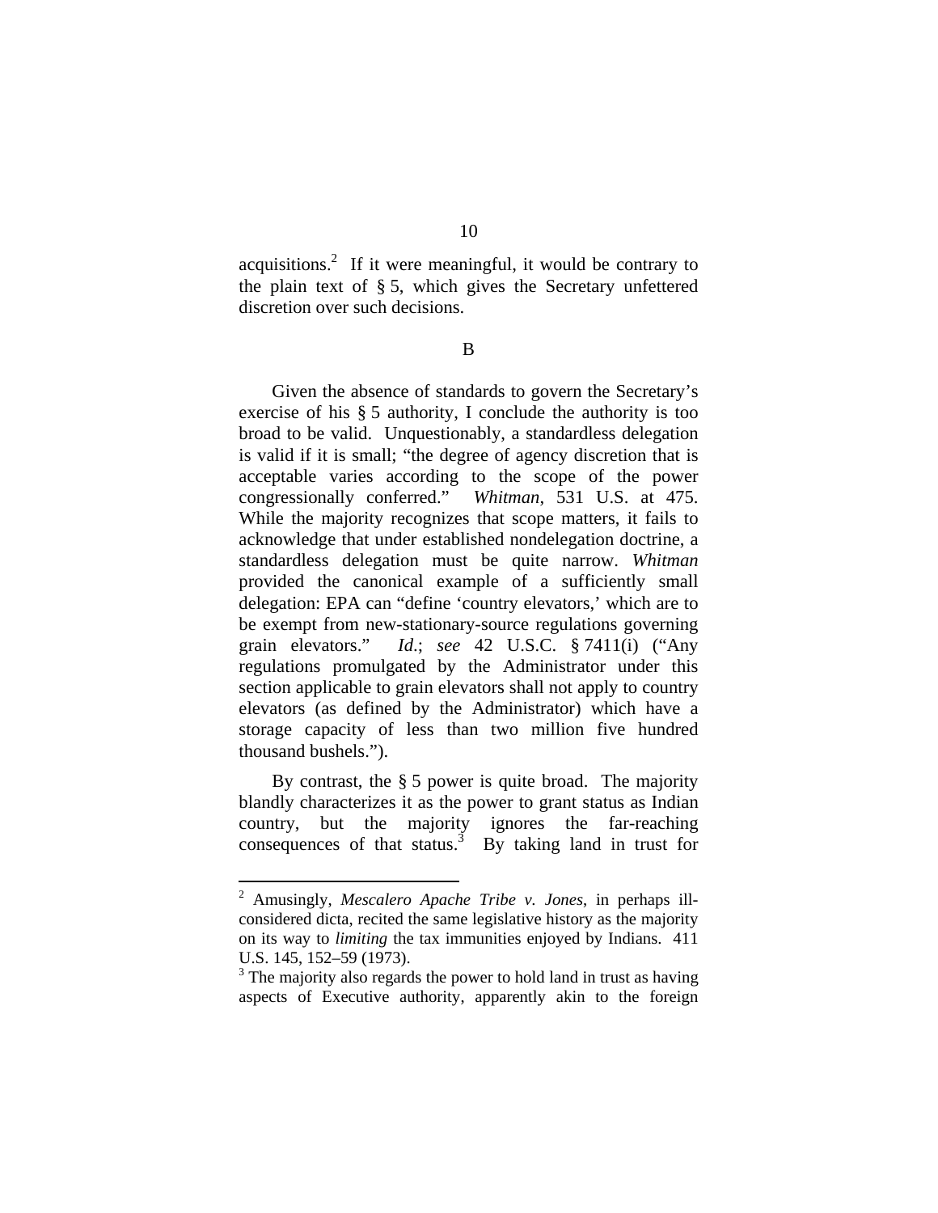acquisitions.[2] If it were meaningful, it would be contrary to the plain text of § 5, which gives the Secretary unfettered discretion over such decisions.

B

Given the absence of standards to govern the Secretary's exercise of his § 5 authority, I conclude the authority is too broad to be valid. Unquestionably, a standardless delegation is valid if it is small; "the degree of agency discretion that is acceptable varies according to the scope of the power congressionally conferred." *Whitman*, 531 U.S. at 475. While the majority recognizes that scope matters, it fails to acknowledge that under established nondelegation doctrine, a standardless delegation must be quite narrow. *Whitman* provided the canonical example of a sufficiently small delegation: EPA can "define 'country elevators,' which are to be exempt from new-stationary-source regulations governing grain elevators." *Id.*; *see* 42 U.S.C. § 7411(i) ("Any regulations promulgated by the Administrator under this section applicable to grain elevators shall not apply to country elevators (as defined by the Administrator) which have a storage capacity of less than two million five hundred thousand bushels.").

By contrast, the § 5 power is quite broad. The majority blandly characterizes it as the power to grant status as Indian country, but the majority ignores the far-reaching consequences of that status.[3] By taking land in trust for

---

[2] Amusingly, *Mescalero Apache Tribe v. Jones*, in perhaps ill-considered dicta, recited the same legislative history as the majority on its way to *limiting* the tax immunities enjoyed by Indians. 411 U.S. 145, 152–59 (1973).

[3] The majority also regards the power to hold land in trust as having aspects of Executive authority, apparently akin to the foreign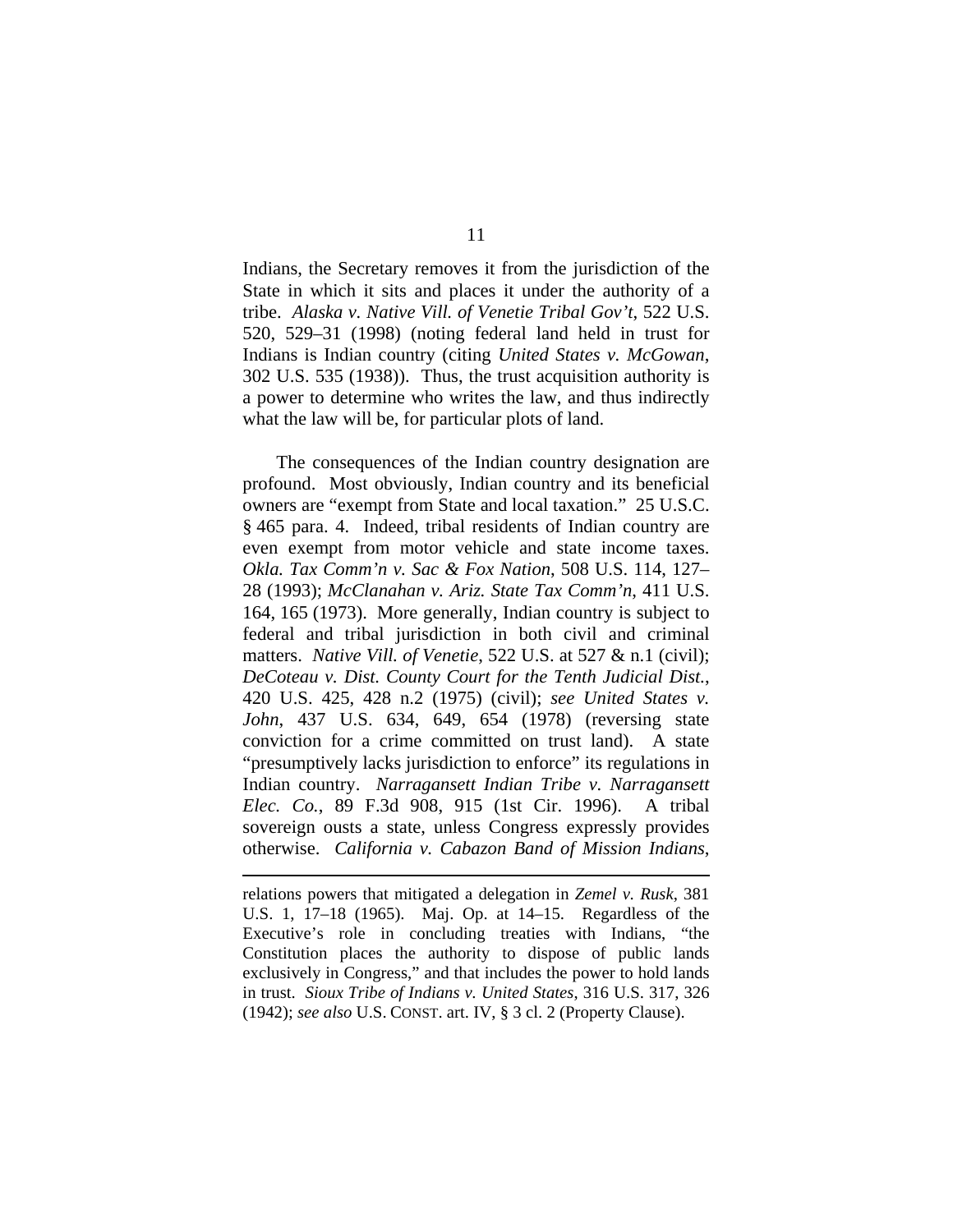Indians, the Secretary removes it from the jurisdiction of the State in which it sits and places it under the authority of a tribe. *Alaska v. Native Vill. of Venetie Tribal Gov't*, 522 U.S. 520, 529–31 (1998) (noting federal land held in trust for Indians is Indian country (citing *United States v. McGowan*, 302 U.S. 535 (1938)). Thus, the trust acquisition authority is a power to determine who writes the law, and thus indirectly what the law will be, for particular plots of land.

The consequences of the Indian country designation are profound. Most obviously, Indian country and its beneficial owners are "exempt from State and local taxation." 25 U.S.C. § 465 para. 4. Indeed, tribal residents of Indian country are even exempt from motor vehicle and state income taxes. *Okla. Tax Comm'n v. Sac & Fox Nation*, 508 U.S. 114, 127–28 (1993); *McClanahan v. Ariz. State Tax Comm'n*, 411 U.S. 164, 165 (1973). More generally, Indian country is subject to federal and tribal jurisdiction in both civil and criminal matters. *Native Vill. of Venetie*, 522 U.S. at 527 & n.1 (civil); *DeCoteau v. Dist. County Court for the Tenth Judicial Dist.*, 420 U.S. 425, 428 n.2 (1975) (civil); *see United States v. John*, 437 U.S. 634, 649, 654 (1978) (reversing state conviction for a crime committed on trust land). A state "presumptively lacks jurisdiction to enforce" its regulations in Indian country. *Narragansett Indian Tribe v. Narragansett Elec. Co.*, 89 F.3d 908, 915 (1st Cir. 1996). A tribal sovereign ousts a state, unless Congress expressly provides otherwise. *California v. Cabazon Band of Mission Indians*,

---

relations powers that mitigated a delegation in *Zemel v. Rusk*, 381 U.S. 1, 17–18 (1965). Maj. Op. at 14–15. Regardless of the Executive's role in concluding treaties with Indians, "the Constitution places the authority to dispose of public lands exclusively in Congress," and that includes the power to hold lands in trust. *Sioux Tribe of Indians v. United States*, 316 U.S. 317, 326 (1942); *see also* U.S. CONST. art. IV, § 3 cl. 2 (Property Clause).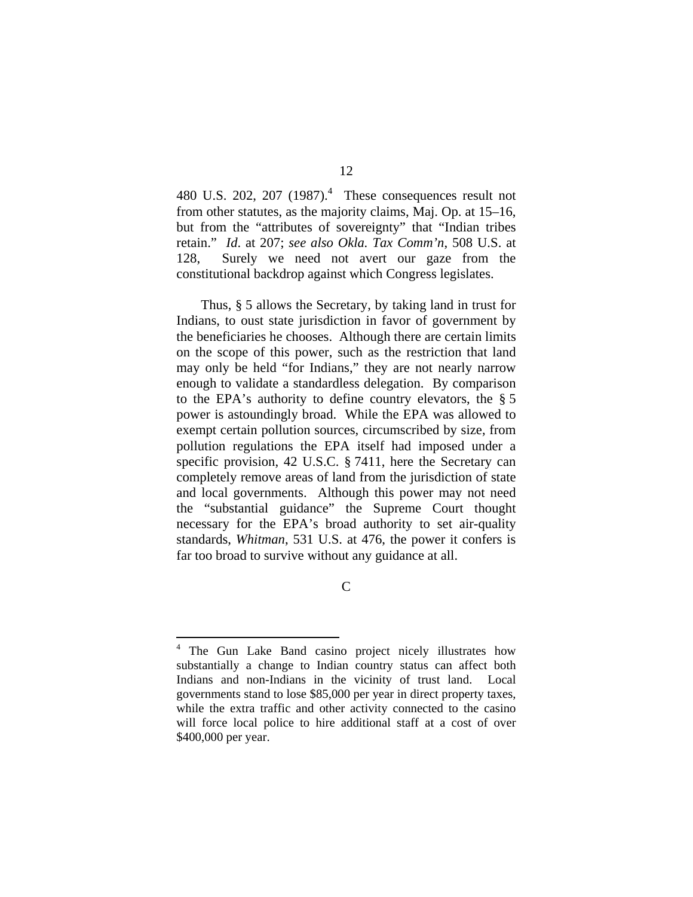480 U.S. 202, 207 (1987).[4] These consequences result not from other statutes, as the majority claims, Maj. Op. at 15–16, but from the "attributes of sovereignty" that "Indian tribes retain." *Id*. at 207; *see also Okla. Tax Comm'n*, 508 U.S. at 128, Surely we need not avert our gaze from the constitutional backdrop against which Congress legislates.

Thus, § 5 allows the Secretary, by taking land in trust for Indians, to oust state jurisdiction in favor of government by the beneficiaries he chooses. Although there are certain limits on the scope of this power, such as the restriction that land may only be held "for Indians," they are not nearly narrow enough to validate a standardless delegation. By comparison to the EPA's authority to define country elevators, the § 5 power is astoundingly broad. While the EPA was allowed to exempt certain pollution sources, circumscribed by size, from pollution regulations the EPA itself had imposed under a specific provision, 42 U.S.C. § 7411, here the Secretary can completely remove areas of land from the jurisdiction of state and local governments. Although this power may not need the "substantial guidance" the Supreme Court thought necessary for the EPA's broad authority to set air-quality standards, *Whitman*, 531 U.S. at 476, the power it confers is far too broad to survive without any guidance at all.

### C

[4] The Gun Lake Band casino project nicely illustrates how substantially a change to Indian country status can affect both Indians and non-Indians in the vicinity of trust land. Local governments stand to lose \$85,000 per year in direct property taxes, while the extra traffic and other activity connected to the casino will force local police to hire additional staff at a cost of over \$400,000 per year.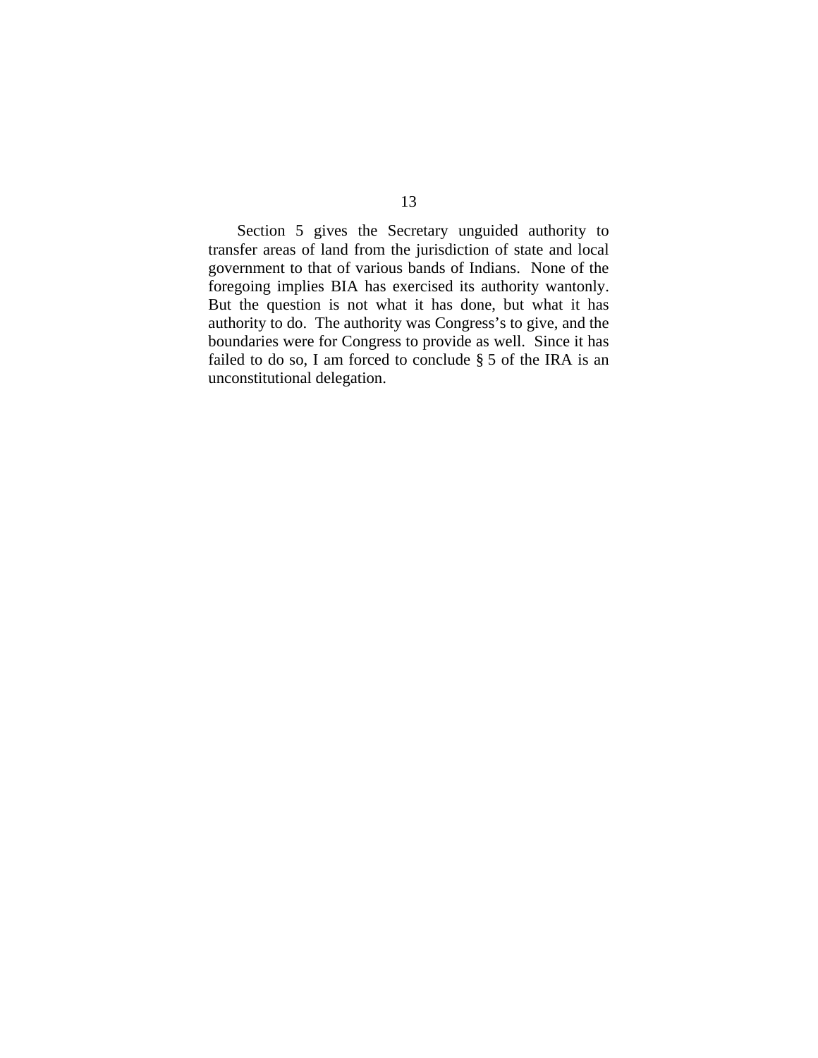Section 5 gives the Secretary unguided authority to transfer areas of land from the jurisdiction of state and local government to that of various bands of Indians. None of the foregoing implies BIA has exercised its authority wantonly. But the question is not what it has done, but what it has authority to do. The authority was Congress's to give, and the boundaries were for Congress to provide as well. Since it has failed to do so, I am forced to conclude § 5 of the IRA is an unconstitutional delegation.